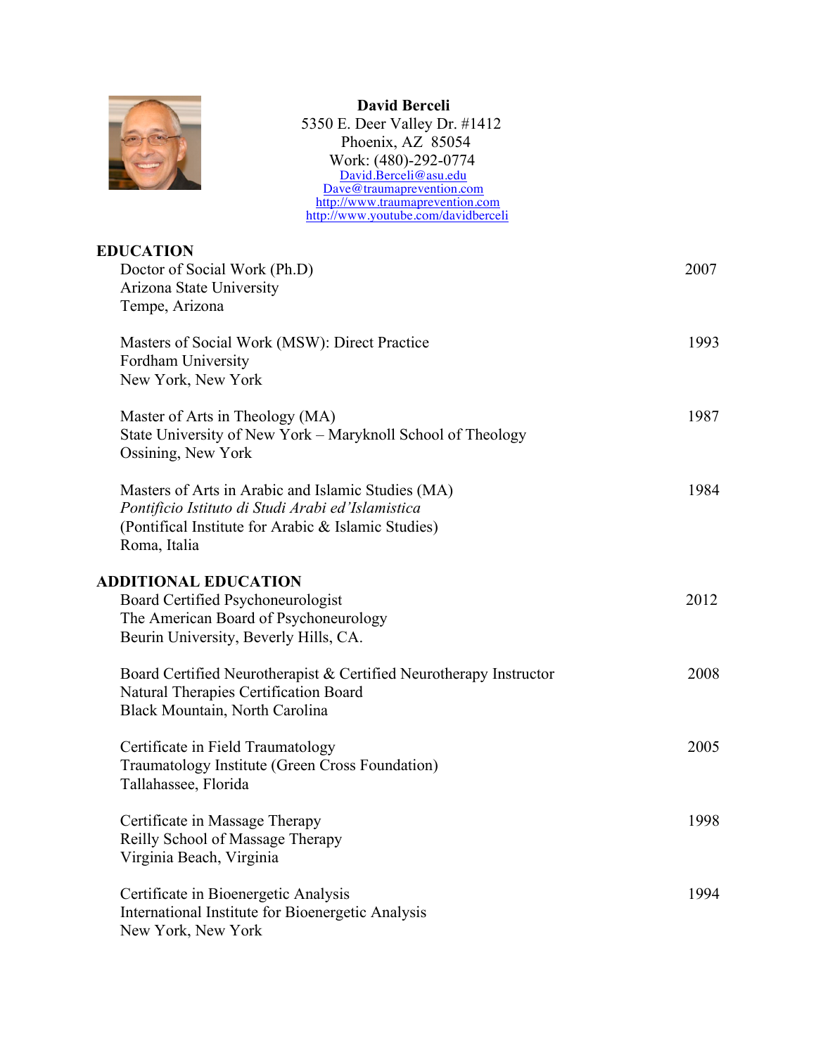**David Berceli**
5350 E. Deer Valley Dr. #1412
Phoenix, AZ 85054
Work: (480)-292-0774
David.Berceli@asu.edu
Dave@traumaprevention.com
http://www.traumaprevention.com
http://www.youtube.com/davidberceli

## EDUCATION

Doctor of Social Work (Ph.D) — 2007
Arizona State University
Tempe, Arizona

Masters of Social Work (MSW): Direct Practice — 1993
Fordham University
New York, New York

Master of Arts in Theology (MA) — 1987
State University of New York – Maryknoll School of Theology
Ossining, New York

Masters of Arts in Arabic and Islamic Studies (MA) — 1984
*Pontificio Istituto di Studi Arabi ed'Islamistica*
(Pontifical Institute for Arabic & Islamic Studies)
Roma, Italia

## ADDITIONAL EDUCATION

Board Certified Psychoneurologist — 2012
The American Board of Psychoneurology
Beurin University, Beverly Hills, CA.

Board Certified Neurotherapist & Certified Neurotherapy Instructor — 2008
Natural Therapies Certification Board
Black Mountain, North Carolina

Certificate in Field Traumatology — 2005
Traumatology Institute (Green Cross Foundation)
Tallahassee, Florida

Certificate in Massage Therapy — 1998
Reilly School of Massage Therapy
Virginia Beach, Virginia

Certificate in Bioenergetic Analysis — 1994
International Institute for Bioenergetic Analysis
New York, New York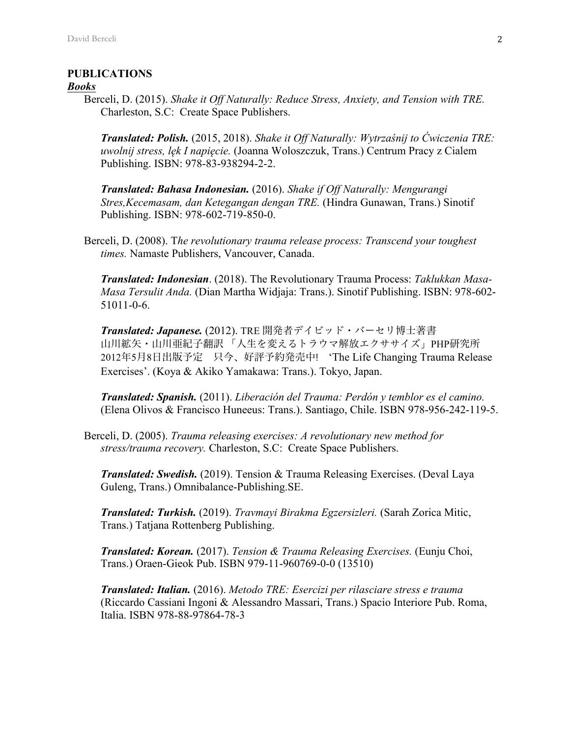## PUBLICATIONS

### ***Books***

Berceli, D. (2015). *Shake it Off Naturally: Reduce Stress, Anxiety, and Tension with TRE.* Charleston, S.C: Create Space Publishers.

***Translated: Polish.*** (2015, 2018). *Shake it Off Naturally: Wytrzaśnij to Ćwiczenia TRE: uwolnij stress, lęk I napięcie.* (Joanna Woloszczuk, Trans.) Centrum Pracy z Cialem Publishing. ISBN: 978-83-938294-2-2.

***Translated: Bahasa Indonesian.*** (2016). *Shake if Off Naturally: Mengurangi Stres,Kecemasam, dan Ketegangan dengan TRE.* (Hindra Gunawan, Trans.) Sinotif Publishing. ISBN: 978-602-719-850-0.

Berceli, D. (2008). T*he revolutionary trauma release process: Transcend your toughest times.* Namaste Publishers, Vancouver, Canada.

***Translated: Indonesian***. (2018). The Revolutionary Trauma Process: *Taklukkan Masa-Masa Tersulit Anda.* (Dian Martha Widjaja: Trans.). Sinotif Publishing. ISBN: 978-602-51011-0-6.

***Translated: Japanese.*** (2012). TRE 開発者デイビッド・バーセリ博士著書 山川紘矢・山川亜紀子翻訳 「人生を変えるトラウマ解放エクササイズ」PHP研究所 2012年5月8日出版予定　只今、好評予約発売中! 'The Life Changing Trauma Release Exercises'. (Koya & Akiko Yamakawa: Trans.). Tokyo, Japan.

***Translated: Spanish.*** (2011). *Liberación del Trauma: Perdón y temblor es el camino.* (Elena Olivos & Francisco Huneeus: Trans.). Santiago, Chile. ISBN 978-956-242-119-5.

Berceli, D. (2005). *Trauma releasing exercises: A revolutionary new method for stress/trauma recovery.* Charleston, S.C: Create Space Publishers.

***Translated: Swedish.*** (2019). Tension & Trauma Releasing Exercises. (Deval Laya Guleng, Trans.) Omnibalance-Publishing.SE.

***Translated: Turkish.*** (2019). *Travmayi Birakma Egzersizleri.* (Sarah Zorica Mitic, Trans.) Tatjana Rottenberg Publishing.

***Translated: Korean.*** (2017). *Tension & Trauma Releasing Exercises.* (Eunju Choi, Trans.) Oraen-Gieok Pub. ISBN 979-11-960769-0-0 (13510)

***Translated: Italian.*** (2016). *Metodo TRE: Esercizi per rilasciare stress e trauma* (Riccardo Cassiani Ingoni & Alessandro Massari, Trans.) Spacio Interiore Pub. Roma, Italia. ISBN 978-88-97864-78-3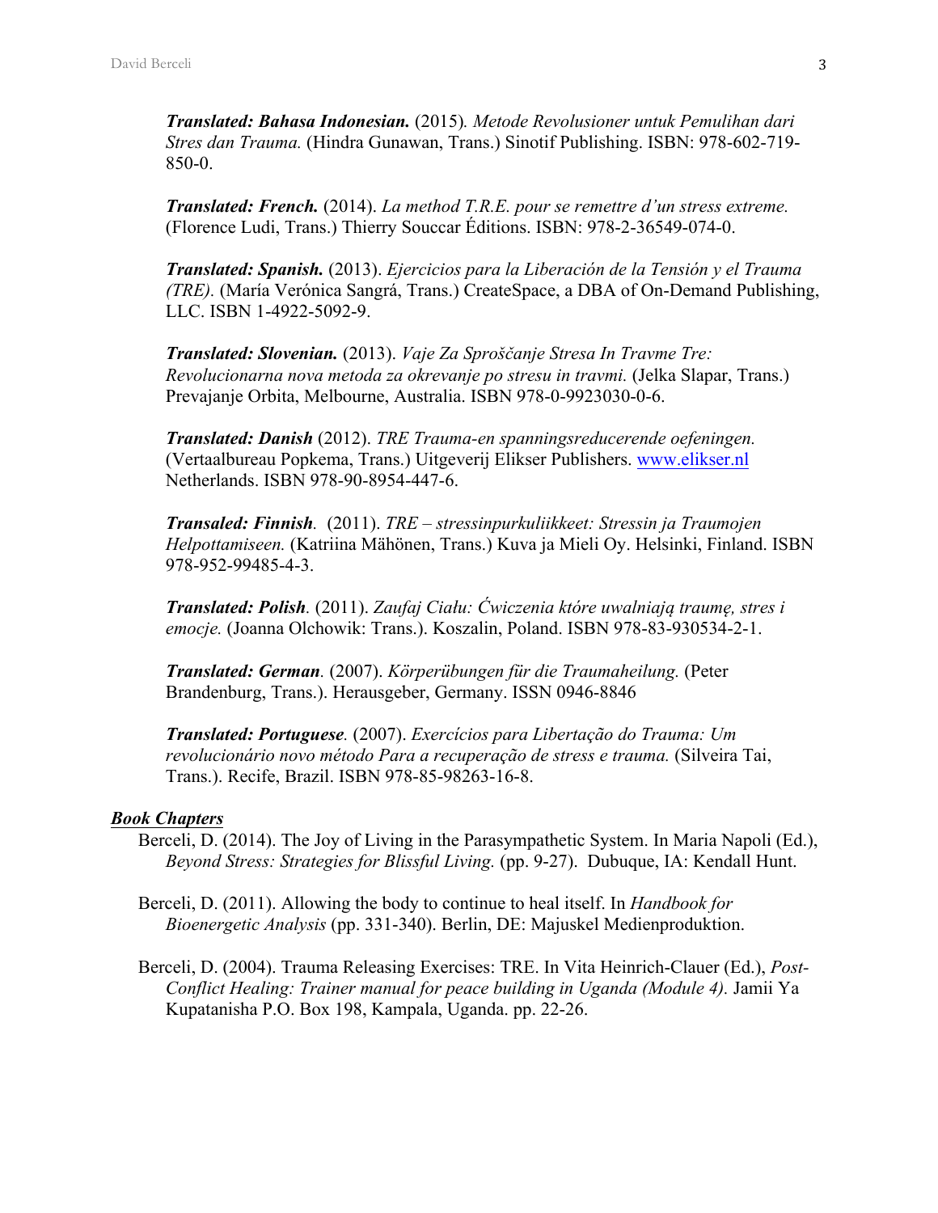***Translated: Bahasa Indonesian.*** (2015)*. Metode Revolusioner untuk Pemulihan dari Stres dan Trauma.* (Hindra Gunawan, Trans.) Sinotif Publishing. ISBN: 978-602-719-850-0.

***Translated: French.*** (2014). *La method T.R.E. pour se remettre d'un stress extreme.* (Florence Ludi, Trans.) Thierry Souccar Éditions. ISBN: 978-2-36549-074-0.

***Translated: Spanish.*** (2013). *Ejercicios para la Liberación de la Tensión y el Trauma (TRE).* (María Verónica Sangrá, Trans.) CreateSpace, a DBA of On-Demand Publishing, LLC. ISBN 1-4922-5092-9.

***Translated: Slovenian.*** (2013). *Vaje Za Sproščanje Stresa In Travme Tre: Revolucionarna nova metoda za okrevanje po stresu in travmi.* (Jelka Slapar, Trans.) Prevajanje Orbita, Melbourne, Australia. ISBN 978-0-9923030-0-6.

***Translated: Danish*** (2012). *TRE Trauma-en spanningsreducerende oefeningen.* (Vertaalbureau Popkema, Trans.) Uitgeverij Elikser Publishers. www.elikser.nl Netherlands. ISBN 978-90-8954-447-6.

***Transaled: Finnish**.* (2011). *TRE – stressinpurkuliikkeet: Stressin ja Traumojen Helpottamiseen.* (Katriina Mähönen, Trans.) Kuva ja Mieli Oy. Helsinki, Finland. ISBN 978-952-99485-4-3.

***Translated: Polish**.* (2011). *Zaufaj Ciału: Ćwiczenia które uwalniają traumę, stres i emocje.* (Joanna Olchowik: Trans.). Koszalin, Poland. ISBN 978-83-930534-2-1.

***Translated: German**.* (2007). *Körperübungen für die Traumaheilung.* (Peter Brandenburg, Trans.). Herausgeber, Germany. ISSN 0946-8846

***Translated: Portuguese**.* (2007). *Exercícios para Libertação do Trauma: Um revolucionário novo método Para a recuperação de stress e trauma.* (Silveira Tai, Trans.). Recife, Brazil. ISBN 978-85-98263-16-8.

***Book Chapters***

Berceli, D. (2014). The Joy of Living in the Parasympathetic System. In Maria Napoli (Ed.), *Beyond Stress: Strategies for Blissful Living.* (pp. 9-27). Dubuque, IA: Kendall Hunt.

Berceli, D. (2011). Allowing the body to continue to heal itself. In *Handbook for Bioenergetic Analysis* (pp. 331-340). Berlin, DE: Majuskel Medienproduktion.

Berceli, D. (2004). Trauma Releasing Exercises: TRE. In Vita Heinrich-Clauer (Ed.), *Post-Conflict Healing: Trainer manual for peace building in Uganda (Module 4).* Jamii Ya Kupatanisha P.O. Box 198, Kampala, Uganda. pp. 22-26.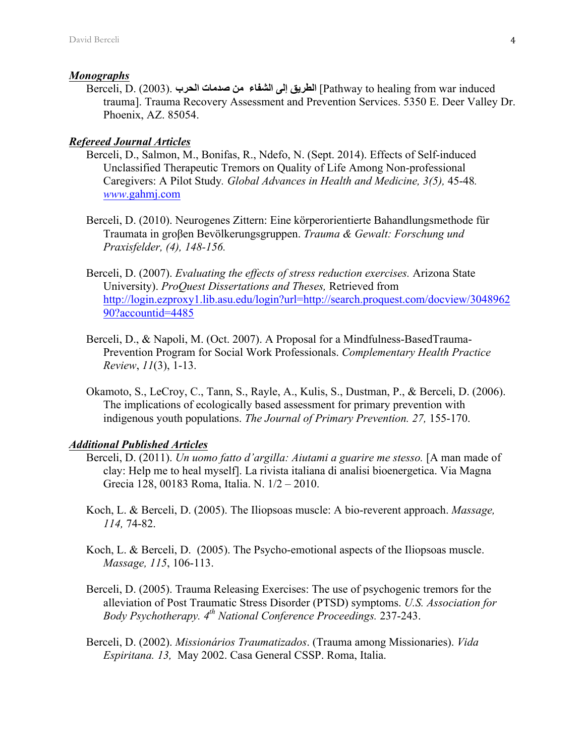***Monographs***

Berceli, D. (2003). **الطريق إلى الشفاء من صدمات الحرب** [Pathway to healing from war induced trauma]. Trauma Recovery Assessment and Prevention Services. 5350 E. Deer Valley Dr. Phoenix, AZ. 85054.

***Refereed Journal Articles***

Berceli, D., Salmon, M., Bonifas, R., Ndefo, N. (Sept. 2014). Effects of Self-induced Unclassified Therapeutic Tremors on Quality of Life Among Non-professional Caregivers: A Pilot Study. *Global Advances in Health and Medicine, 3(5),* 45-48. *www*.gahmj.com

Berceli, D. (2010). Neurogenes Zittern: Eine körperorientierte Bahandlungsmethode für Traumata in groβen Bevölkerungsgruppen. *Trauma & Gewalt: Forschung und Praxisfelder, (4), 148-156.*

Berceli, D. (2007). *Evaluating the effects of stress reduction exercises.* Arizona State University). *ProQuest Dissertations and Theses,* Retrieved from http://login.ezproxy1.lib.asu.edu/login?url=http://search.proquest.com/docview/304896290?accountid=4485

Berceli, D., & Napoli, M. (Oct. 2007). A Proposal for a Mindfulness-BasedTrauma-Prevention Program for Social Work Professionals. *Complementary Health Practice Review*, *11*(3), 1-13.

Okamoto, S., LeCroy, C., Tann, S., Rayle, A., Kulis, S., Dustman, P., & Berceli, D. (2006). The implications of ecologically based assessment for primary prevention with indigenous youth populations. *The Journal of Primary Prevention. 27,* 155-170.

***Additional Published Articles***

Berceli, D. (2011). *Un uomo fatto d'argilla: Aiutami a guarire me stesso.* [A man made of clay: Help me to heal myself]. La rivista italiana di analisi bioenergetica. Via Magna Grecia 128, 00183 Roma, Italia. N. 1/2 – 2010.

Koch, L. & Berceli, D. (2005). The Iliopsoas muscle: A bio-reverent approach. *Massage, 114,* 74-82.

Koch, L. & Berceli, D. (2005). The Psycho-emotional aspects of the Iliopsoas muscle. *Massage, 115*, 106-113.

Berceli, D. (2005). Trauma Releasing Exercises: The use of psychogenic tremors for the alleviation of Post Traumatic Stress Disorder (PTSD) symptoms. *U.S. Association for Body Psychotherapy. 4th National Conference Proceedings.* 237-243.

Berceli, D. (2002). *Missionários Traumatizados*. (Trauma among Missionaries). *Vida Espiritana. 13,* May 2002. Casa General CSSP. Roma, Italia.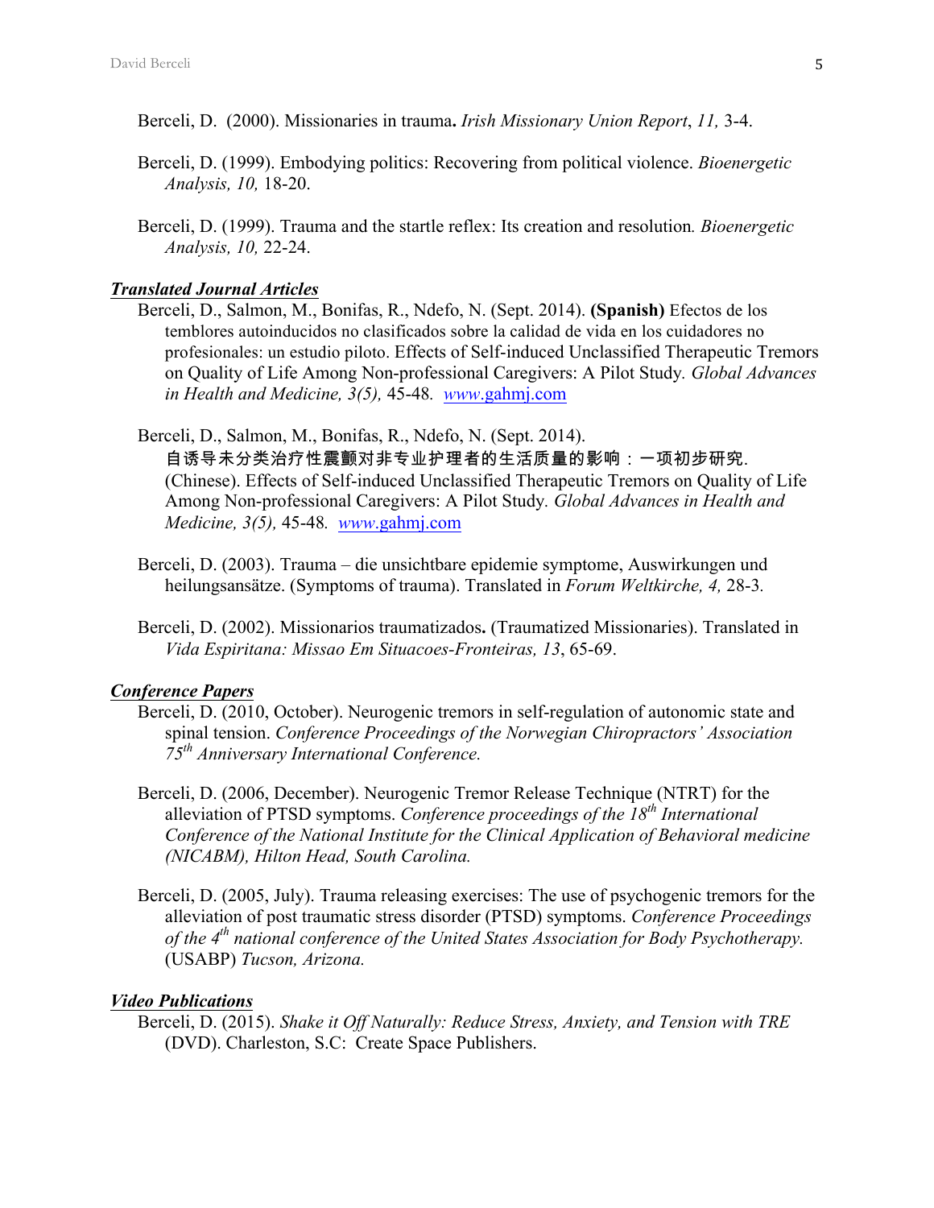Berceli, D. (2000). Missionaries in trauma**.** *Irish Missionary Union Report*, *11,* 3-4.

Berceli, D. (1999). Embodying politics: Recovering from political violence. *Bioenergetic Analysis, 10,* 18-20.

Berceli, D. (1999). Trauma and the startle reflex: Its creation and resolution*. Bioenergetic Analysis, 10,* 22-24.

***Translated Journal Articles***

Berceli, D., Salmon, M., Bonifas, R., Ndefo, N. (Sept. 2014). **(Spanish)** Efectos de los temblores autoinducidos no clasificados sobre la calidad de vida en los cuidadores no profesionales: un estudio piloto. Effects of Self-induced Unclassified Therapeutic Tremors on Quality of Life Among Non-professional Caregivers: A Pilot Study*. Global Advances in Health and Medicine, 3(5),* 45-48*. www.*gahmj.com

Berceli, D., Salmon, M., Bonifas, R., Ndefo, N. (Sept. 2014). 自诱导未分类治疗性震颤对非专业护理者的生活质量的影响：一项初步研究. (Chinese). Effects of Self-induced Unclassified Therapeutic Tremors on Quality of Life Among Non-professional Caregivers: A Pilot Study*. Global Advances in Health and Medicine, 3(5),* 45-48*. www.*gahmj.com

Berceli, D. (2003). Trauma – die unsichtbare epidemie symptome, Auswirkungen und heilungsansätze. (Symptoms of trauma). Translated in *Forum Weltkirche, 4,* 28-3*.*

Berceli, D. (2002). Missionarios traumatizados**.** (Traumatized Missionaries). Translated in *Vida Espiritana: Missao Em Situacoes-Fronteiras, 13*, 65-69.

***Conference Papers***

Berceli, D. (2010, October). Neurogenic tremors in self-regulation of autonomic state and spinal tension. *Conference Proceedings of the Norwegian Chiropractors' Association 75th Anniversary International Conference.*

Berceli, D. (2006, December). Neurogenic Tremor Release Technique (NTRT) for the alleviation of PTSD symptoms. *Conference proceedings of the 18th International Conference of the National Institute for the Clinical Application of Behavioral medicine (NICABM), Hilton Head, South Carolina.*

Berceli, D. (2005, July). Trauma releasing exercises: The use of psychogenic tremors for the alleviation of post traumatic stress disorder (PTSD) symptoms. *Conference Proceedings of the 4th national conference of the United States Association for Body Psychotherapy.* (USABP) *Tucson, Arizona.*

***Video Publications***

Berceli, D. (2015). *Shake it Off Naturally: Reduce Stress, Anxiety, and Tension with TRE* (DVD). Charleston, S.C: Create Space Publishers.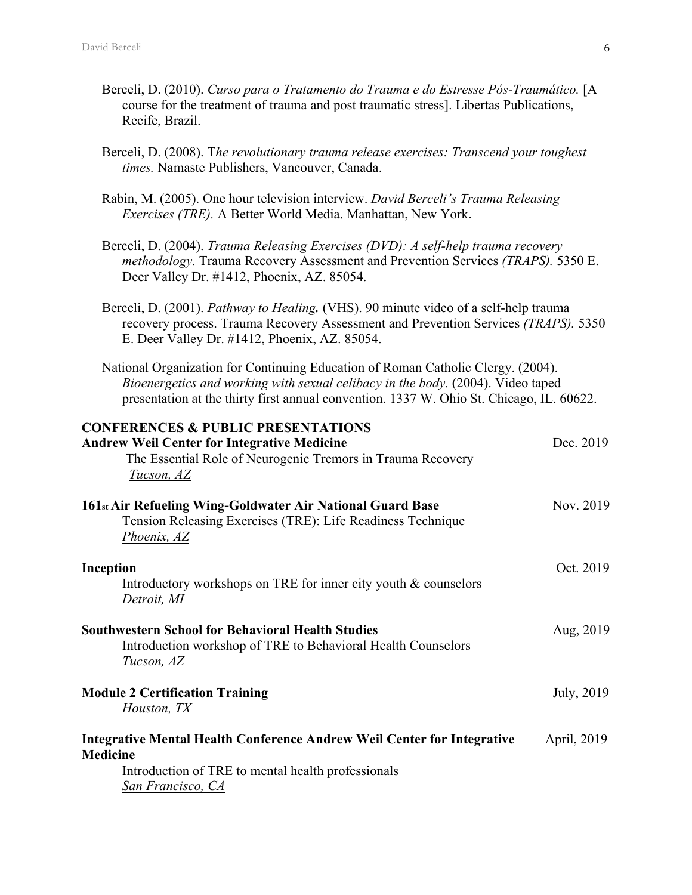Berceli, D. (2010). *Curso para o Tratamento do Trauma e do Estresse Pós-Traumático.* [A course for the treatment of trauma and post traumatic stress]. Libertas Publications, Recife, Brazil.

Berceli, D. (2008). T*he revolutionary trauma release exercises: Transcend your toughest times.* Namaste Publishers, Vancouver, Canada.

Rabin, M. (2005). One hour television interview. *David Berceli's Trauma Releasing Exercises (TRE).* A Better World Media. Manhattan, New York.

Berceli, D. (2004). *Trauma Releasing Exercises (DVD): A self-help trauma recovery methodology.* Trauma Recovery Assessment and Prevention Services *(TRAPS).* 5350 E. Deer Valley Dr. #1412, Phoenix, AZ. 85054.

Berceli, D. (2001). *Pathway to Healing*. (VHS). 90 minute video of a self-help trauma recovery process. Trauma Recovery Assessment and Prevention Services *(TRAPS).* 5350 E. Deer Valley Dr. #1412, Phoenix, AZ. 85054.

National Organization for Continuing Education of Roman Catholic Clergy. (2004). *Bioenergetics and working with sexual celibacy in the body.* (2004). Video taped presentation at the thirty first annual convention. 1337 W. Ohio St. Chicago, IL. 60622.

**CONFERENCES & PUBLIC PRESENTATIONS**

**Andrew Weil Center for Integrative Medicine** — Dec. 2019
The Essential Role of Neurogenic Tremors in Trauma Recovery
Tucson, AZ

**161st Air Refueling Wing-Goldwater Air National Guard Base** — Nov. 2019
Tension Releasing Exercises (TRE): Life Readiness Technique
Phoenix, AZ

**Inception** — Oct. 2019
Introductory workshops on TRE for inner city youth & counselors
Detroit, MI

**Southwestern School for Behavioral Health Studies** — Aug, 2019
Introduction workshop of TRE to Behavioral Health Counselors
Tucson, AZ

**Module 2 Certification Training** — July, 2019
Houston, TX

**Integrative Mental Health Conference Andrew Weil Center for Integrative Medicine** — April, 2019
Introduction of TRE to mental health professionals
San Francisco, CA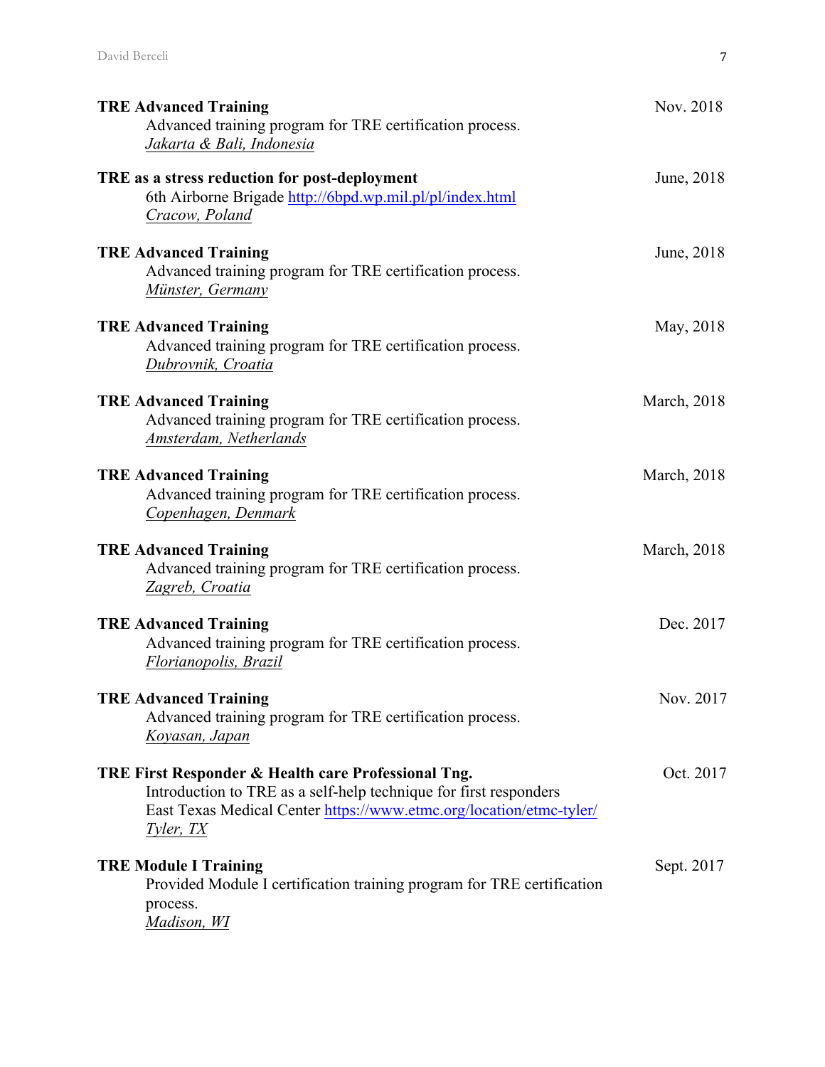**TRE Advanced Training** — Nov. 2018
Advanced training program for TRE certification process.
*Jakarta & Bali, Indonesia*

**TRE as a stress reduction for post-deployment** — June, 2018
6th Airborne Brigade http://6bpd.wp.mil.pl/pl/index.html
*Cracow, Poland*

**TRE Advanced Training** — June, 2018
Advanced training program for TRE certification process.
*Münster, Germany*

**TRE Advanced Training** — May, 2018
Advanced training program for TRE certification process.
*Dubrovnik, Croatia*

**TRE Advanced Training** — March, 2018
Advanced training program for TRE certification process.
*Amsterdam, Netherlands*

**TRE Advanced Training** — March, 2018
Advanced training program for TRE certification process.
*Copenhagen, Denmark*

**TRE Advanced Training** — March, 2018
Advanced training program for TRE certification process.
*Zagreb, Croatia*

**TRE Advanced Training** — Dec. 2017
Advanced training program for TRE certification process.
*Florianopolis, Brazil*

**TRE Advanced Training** — Nov. 2017
Advanced training program for TRE certification process.
*Koyasan, Japan*

**TRE First Responder & Health care Professional Tng.** — Oct. 2017
Introduction to TRE as a self-help technique for first responders
East Texas Medical Center https://www.etmc.org/location/etmc-tyler/
*Tyler, TX*

**TRE Module I Training** — Sept. 2017
Provided Module I certification training program for TRE certification process.
*Madison, WI*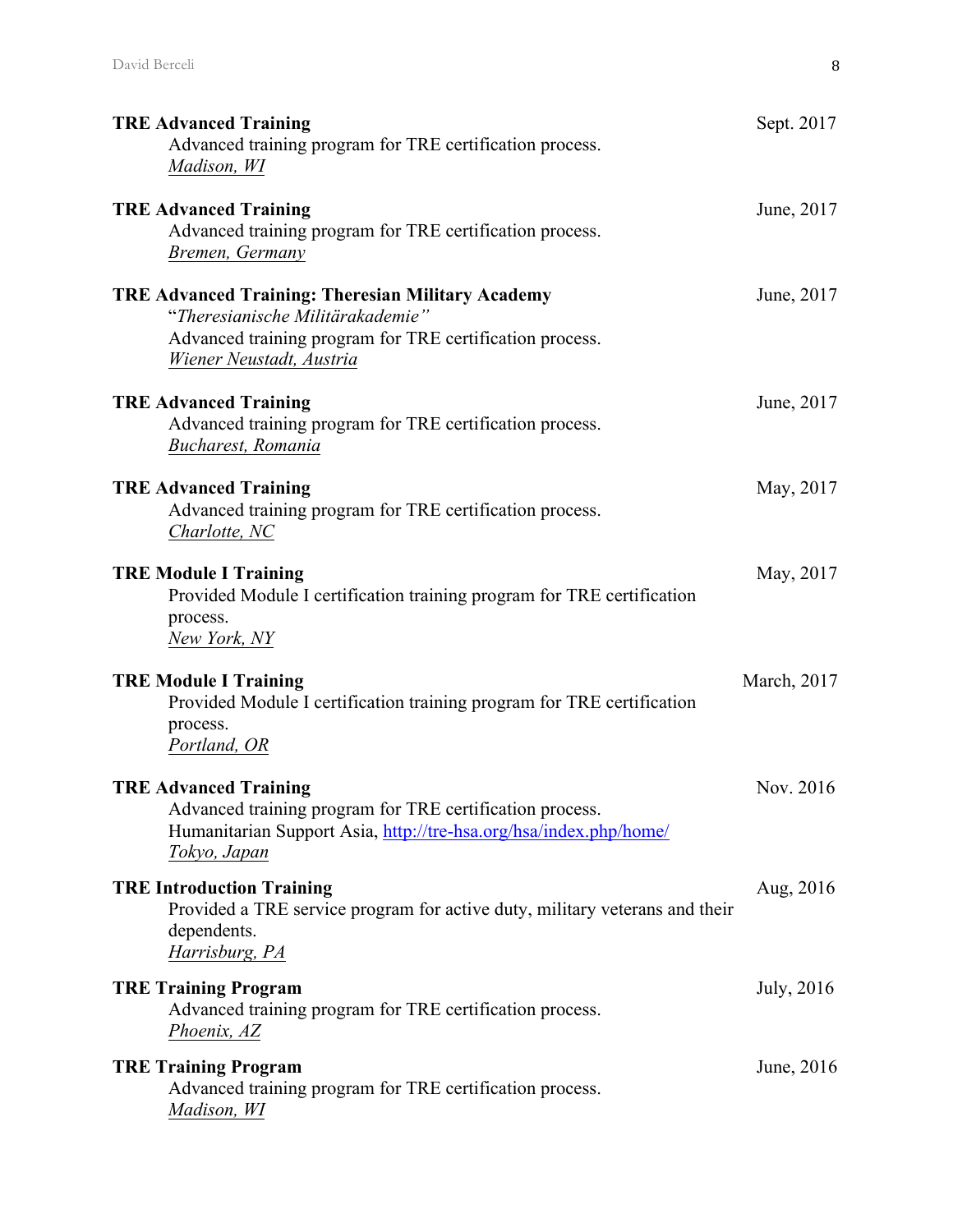**TRE Advanced Training** Sept. 2017

Advanced training program for TRE certification process.
*Madison, WI*

**TRE Advanced Training** June, 2017

Advanced training program for TRE certification process.
*Bremen, Germany*

**TRE Advanced Training: Theresian Military Academy** June, 2017

"*Theresianische Militärakademie"*
Advanced training program for TRE certification process.
*Wiener Neustadt, Austria*

**TRE Advanced Training** June, 2017

Advanced training program for TRE certification process.
*Bucharest, Romania*

**TRE Advanced Training** May, 2017

Advanced training program for TRE certification process.
*Charlotte, NC*

**TRE Module I Training** May, 2017

Provided Module I certification training program for TRE certification process.
*New York, NY*

**TRE Module I Training** March, 2017

Provided Module I certification training program for TRE certification process.
*Portland, OR*

**TRE Advanced Training** Nov. 2016

Advanced training program for TRE certification process.
Humanitarian Support Asia, http://tre-hsa.org/hsa/index.php/home/
*Tokyo, Japan*

**TRE Introduction Training** Aug, 2016

Provided a TRE service program for active duty, military veterans and their dependents.
*Harrisburg, PA*

**TRE Training Program** July, 2016

Advanced training program for TRE certification process.
*Phoenix, AZ*

**TRE Training Program** June, 2016

Advanced training program for TRE certification process.
*Madison, WI*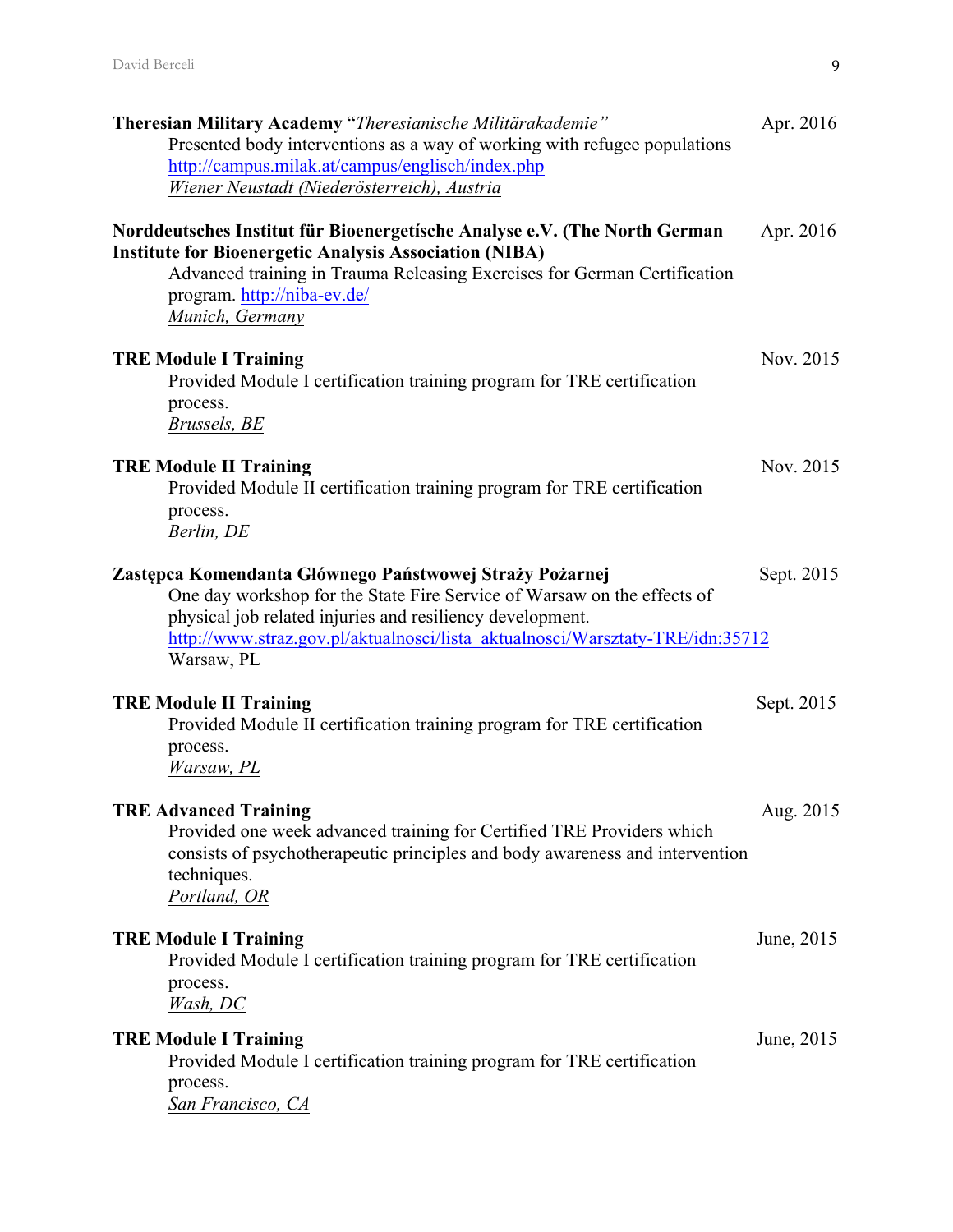**Theresian Military Academy** "*Theresianische Militärakademie"* — Apr. 2016

Presented body interventions as a way of working with refugee populations
http://campus.milak.at/campus/englisch/index.php
*Wiener Neustadt (Niederösterreich), Austria*

**Norddeutsches Institut für Bioenergetísche Analyse e.V. (The North German Institute for Bioenergetic Analysis Association (NIBA)** — Apr. 2016

Advanced training in Trauma Releasing Exercises for German Certification program. http://niba-ev.de/
*Munich, Germany*

**TRE Module I Training** — Nov. 2015

Provided Module I certification training program for TRE certification process.
*Brussels, BE*

**TRE Module II Training** — Nov. 2015

Provided Module II certification training program for TRE certification process.
*Berlin, DE*

**Zastępca Komendanta Głównego Państwowej Straży Pożarnej** — Sept. 2015

One day workshop for the State Fire Service of Warsaw on the effects of physical job related injuries and resiliency development.
http://www.straz.gov.pl/aktualnosci/lista_aktualnosci/Warsztaty-TRE/idn:35712
Warsaw, PL

**TRE Module II Training** — Sept. 2015

Provided Module II certification training program for TRE certification process.
*Warsaw, PL*

**TRE Advanced Training** — Aug. 2015

Provided one week advanced training for Certified TRE Providers which consists of psychotherapeutic principles and body awareness and intervention techniques.
*Portland, OR*

**TRE Module I Training** — June, 2015

Provided Module I certification training program for TRE certification process.
*Wash, DC*

**TRE Module I Training** — June, 2015

Provided Module I certification training program for TRE certification process.
*San Francisco, CA*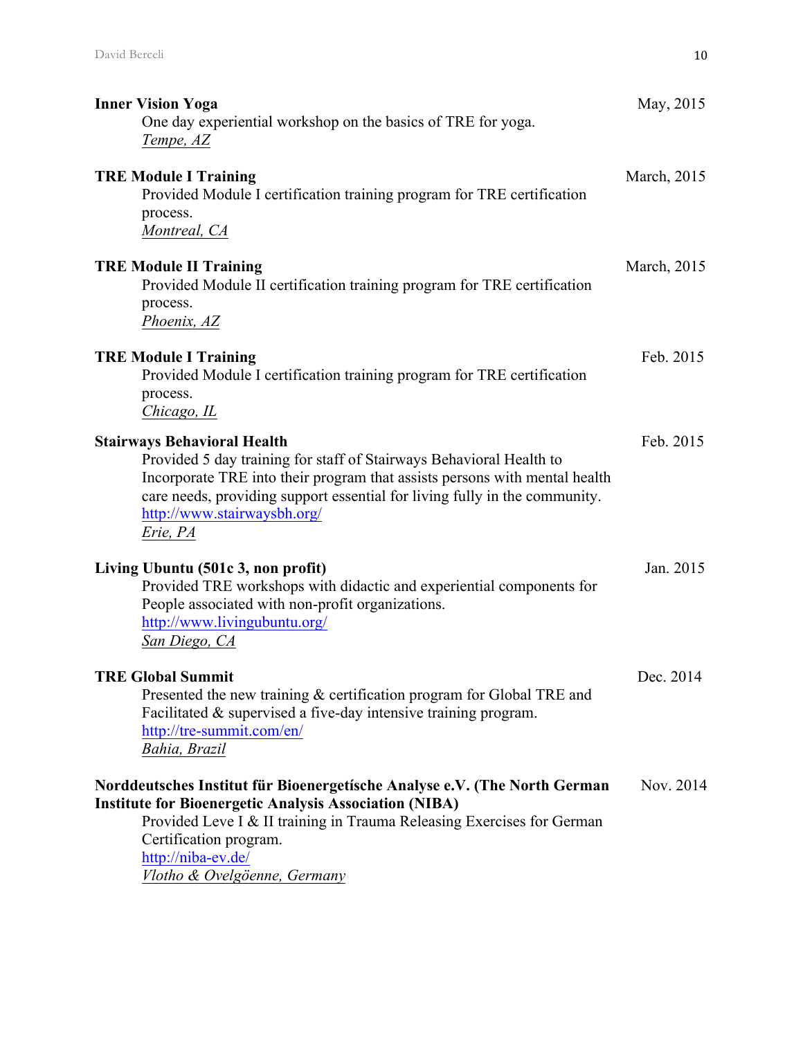**Inner Vision Yoga** — May, 2015

One day experiential workshop on the basics of TRE for yoga.
*Tempe, AZ*

**TRE Module I Training** — March, 2015

Provided Module I certification training program for TRE certification process.
*Montreal, CA*

**TRE Module II Training** — March, 2015

Provided Module II certification training program for TRE certification process.
*Phoenix, AZ*

**TRE Module I Training** — Feb. 2015

Provided Module I certification training program for TRE certification process.
*Chicago, IL*

**Stairways Behavioral Health** — Feb. 2015

Provided 5 day training for staff of Stairways Behavioral Health to Incorporate TRE into their program that assists persons with mental health care needs, providing support essential for living fully in the community.
http://www.stairwaysbh.org/
*Erie, PA*

**Living Ubuntu (501c 3, non profit)** — Jan. 2015

Provided TRE workshops with didactic and experiential components for People associated with non-profit organizations.
http://www.livingubuntu.org/
*San Diego, CA*

**TRE Global Summit** — Dec. 2014

Presented the new training & certification program for Global TRE and Facilitated & supervised a five-day intensive training program.
http://tre-summit.com/en/
*Bahia, Brazil*

**Norddeutsches Institut für Bioenergetísche Analyse e.V. (The North German Institute for Bioenergetic Analysis Association (NIBA)** — Nov. 2014

Provided Leve I & II training in Trauma Releasing Exercises for German Certification program.
http://niba-ev.de/
*Vlotho & Ovelgöenne, Germany*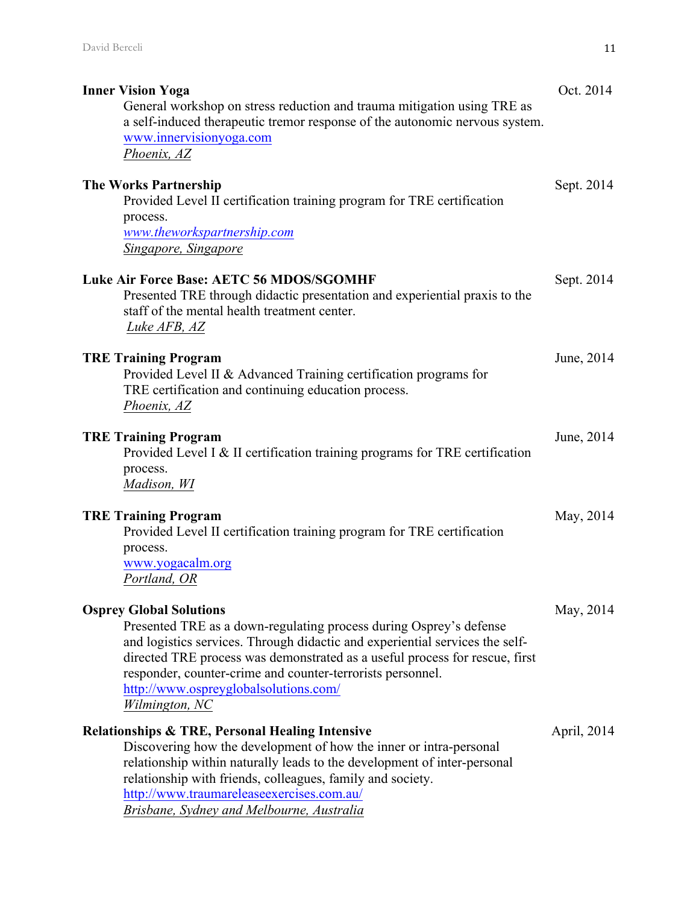**Inner Vision Yoga** Oct. 2014

General workshop on stress reduction and trauma mitigation using TRE as a self-induced therapeutic tremor response of the autonomic nervous system.
www.innervisionyoga.com
*Phoenix, AZ*

**The Works Partnership** Sept. 2014

Provided Level II certification training program for TRE certification process.
*www.theworkspartnership.com*
*Singapore, Singapore*

**Luke Air Force Base: AETC 56 MDOS/SGOMHF** Sept. 2014

Presented TRE through didactic presentation and experiential praxis to the staff of the mental health treatment center.
*Luke AFB, AZ*

**TRE Training Program** June, 2014

Provided Level II & Advanced Training certification programs for TRE certification and continuing education process.
*Phoenix, AZ*

**TRE Training Program** June, 2014

Provided Level I & II certification training programs for TRE certification process.
*Madison, WI*

**TRE Training Program** May, 2014

Provided Level II certification training program for TRE certification process.
www.yogacalm.org
*Portland, OR*

**Osprey Global Solutions** May, 2014

Presented TRE as a down-regulating process during Osprey's defense and logistics services. Through didactic and experiential services the self-directed TRE process was demonstrated as a useful process for rescue, first responder, counter-crime and counter-terrorists personnel.
http://www.ospreyglobalsolutions.com/
*Wilmington, NC*

**Relationships & TRE, Personal Healing Intensive** April, 2014

Discovering how the development of how the inner or intra-personal relationship within naturally leads to the development of inter-personal relationship with friends, colleagues, family and society.
http://www.traumareleaseexercises.com.au/
*Brisbane, Sydney and Melbourne, Australia*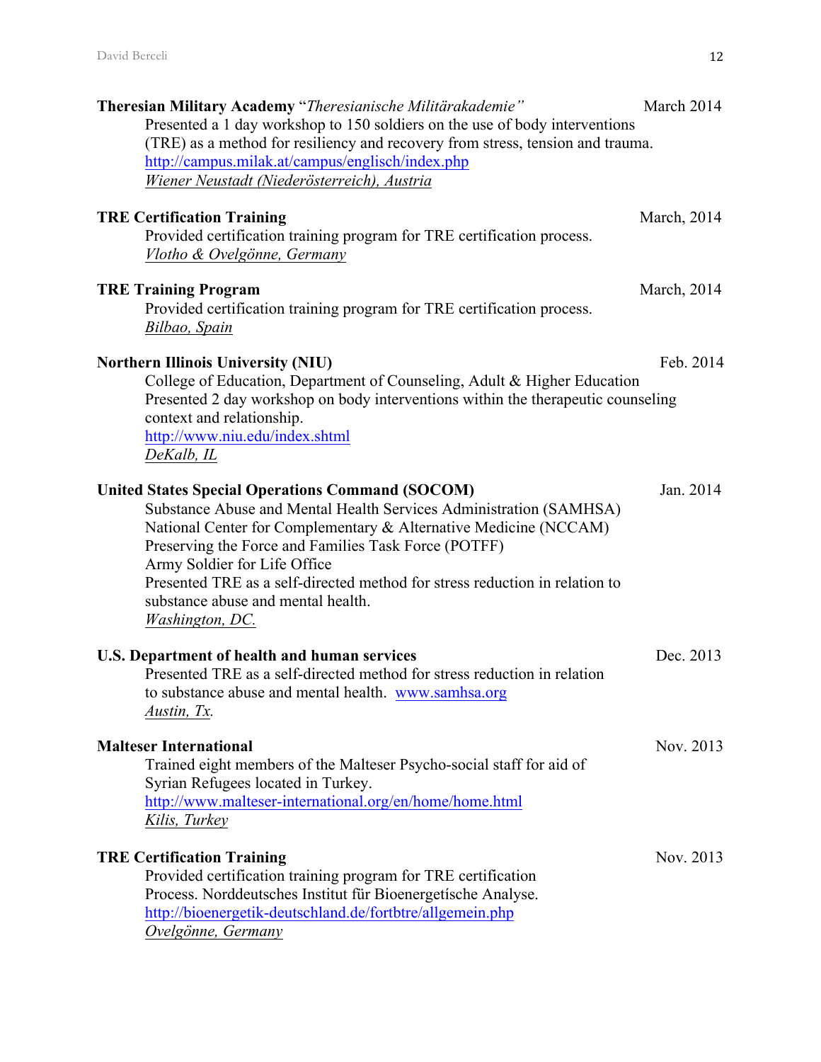**Theresian Military Academy** "*Theresianische Militärakademie"* March 2014

Presented a 1 day workshop to 150 soldiers on the use of body interventions (TRE) as a method for resiliency and recovery from stress, tension and trauma.
http://campus.milak.at/campus/englisch/index.php
*Wiener Neustadt (Niederösterreich), Austria*

**TRE Certification Training** March, 2014

Provided certification training program for TRE certification process.
*Vlotho & Ovelgönne, Germany*

**TRE Training Program** March, 2014

Provided certification training program for TRE certification process.
*Bilbao, Spain*

**Northern Illinois University (NIU)** Feb. 2014

College of Education, Department of Counseling, Adult & Higher Education
Presented 2 day workshop on body interventions within the therapeutic counseling context and relationship.
http://www.niu.edu/index.shtml
*DeKalb, IL*

**United States Special Operations Command (SOCOM)** Jan. 2014

Substance Abuse and Mental Health Services Administration (SAMHSA)
National Center for Complementary & Alternative Medicine (NCCAM)
Preserving the Force and Families Task Force (POTFF)
Army Soldier for Life Office
Presented TRE as a self-directed method for stress reduction in relation to substance abuse and mental health.
*Washington, DC.*

**U.S. Department of health and human services** Dec. 2013

Presented TRE as a self-directed method for stress reduction in relation to substance abuse and mental health. www.samhsa.org
*Austin, Tx.*

**Malteser International** Nov. 2013

Trained eight members of the Malteser Psycho-social staff for aid of Syrian Refugees located in Turkey.
http://www.malteser-international.org/en/home/home.html
*Kilis, Turkey*

**TRE Certification Training** Nov. 2013

Provided certification training program for TRE certification Process. Norddeutsches Institut für Bioenergetísche Analyse.
http://bioenergetik-deutschland.de/fortbtre/allgemein.php
*Ovelgönne, Germany*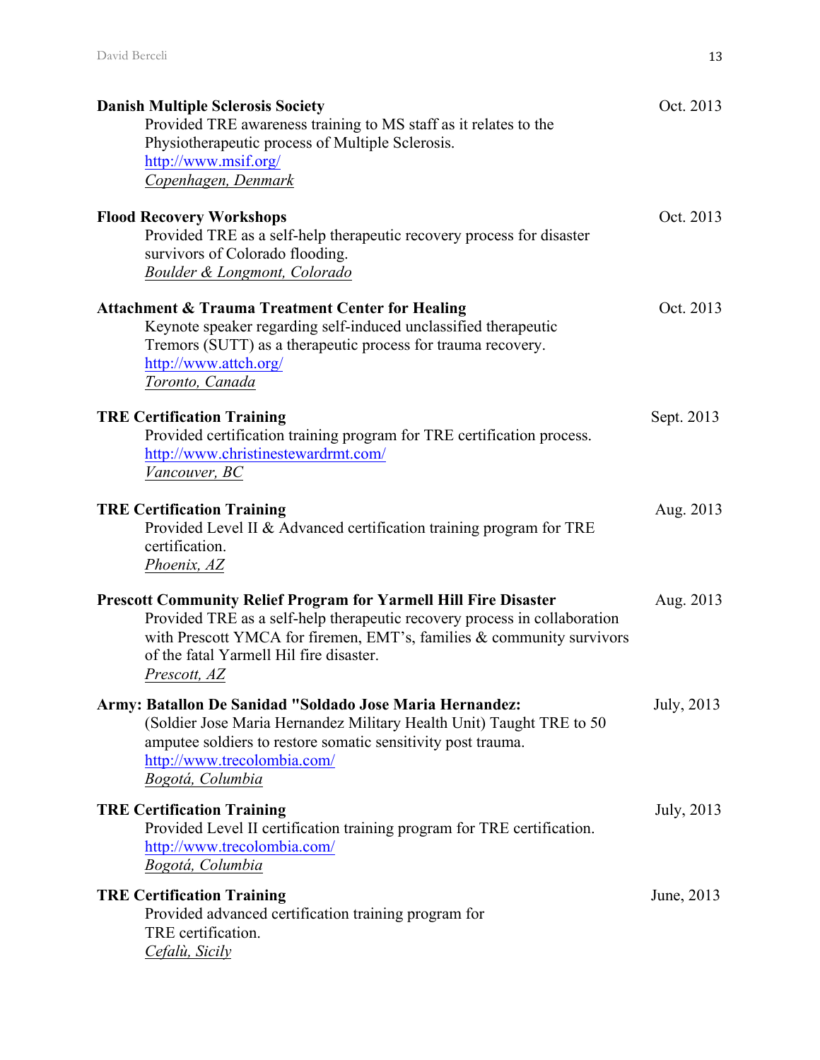**Danish Multiple Sclerosis Society** Oct. 2013

Provided TRE awareness training to MS staff as it relates to the Physiotherapeutic process of Multiple Sclerosis.
http://www.msif.org/
*Copenhagen, Denmark*

**Flood Recovery Workshops** Oct. 2013

Provided TRE as a self-help therapeutic recovery process for disaster survivors of Colorado flooding.
*Boulder & Longmont, Colorado*

**Attachment & Trauma Treatment Center for Healing** Oct. 2013

Keynote speaker regarding self-induced unclassified therapeutic Tremors (SUTT) as a therapeutic process for trauma recovery.
http://www.attch.org/
*Toronto, Canada*

**TRE Certification Training** Sept. 2013

Provided certification training program for TRE certification process.
http://www.christinestewardrmt.com/
*Vancouver, BC*

**TRE Certification Training** Aug. 2013

Provided Level II & Advanced certification training program for TRE certification.
*Phoenix, AZ*

**Prescott Community Relief Program for Yarmell Hill Fire Disaster** Aug. 2013

Provided TRE as a self-help therapeutic recovery process in collaboration with Prescott YMCA for firemen, EMT's, families & community survivors of the fatal Yarmell Hil fire disaster.
*Prescott, AZ*

**Army: Batallon De Sanidad "Soldado Jose Maria Hernandez:** July, 2013

(Soldier Jose Maria Hernandez Military Health Unit) Taught TRE to 50 amputee soldiers to restore somatic sensitivity post trauma.
http://www.trecolombia.com/
*Bogotá, Columbia*

**TRE Certification Training** July, 2013

Provided Level II certification training program for TRE certification.
http://www.trecolombia.com/
*Bogotá, Columbia*

**TRE Certification Training** June, 2013

Provided advanced certification training program for TRE certification.
*Cefalù, Sicily*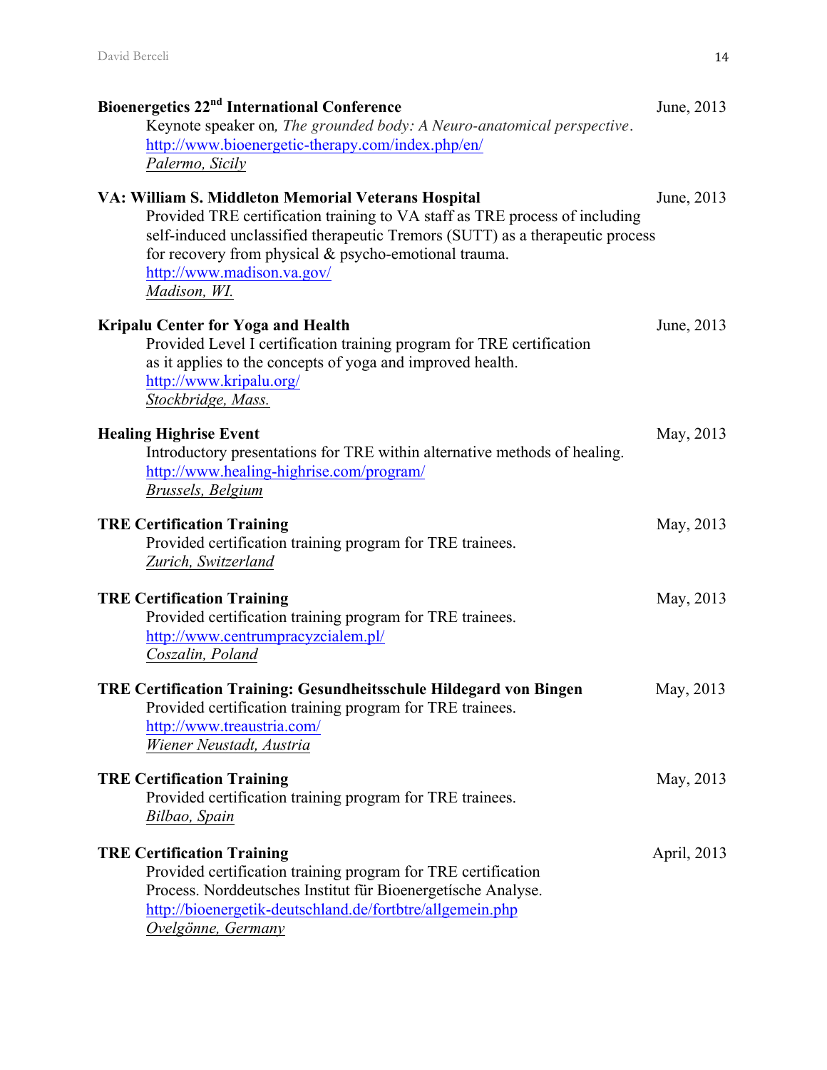**Bioenergetics 22nd International Conference** June, 2013

Keynote speaker on*, The grounded body: A Neuro-anatomical perspective*.
http://www.bioenergetic-therapy.com/index.php/en/
*Palermo, Sicily*

**VA: William S. Middleton Memorial Veterans Hospital** June, 2013

Provided TRE certification training to VA staff as TRE process of including self-induced unclassified therapeutic Tremors (SUTT) as a therapeutic process for recovery from physical & psycho-emotional trauma.
http://www.madison.va.gov/
*Madison, WI.*

**Kripalu Center for Yoga and Health** June, 2013

Provided Level I certification training program for TRE certification as it applies to the concepts of yoga and improved health.
http://www.kripalu.org/
*Stockbridge, Mass.*

**Healing Highrise Event** May, 2013

Introductory presentations for TRE within alternative methods of healing.
http://www.healing-highrise.com/program/
*Brussels, Belgium*

**TRE Certification Training** May, 2013

Provided certification training program for TRE trainees.
*Zurich, Switzerland*

**TRE Certification Training** May, 2013

Provided certification training program for TRE trainees.
http://www.centrumpracyzcialem.pl/
*Coszalin, Poland*

**TRE Certification Training: Gesundheitsschule Hildegard von Bingen** May, 2013

Provided certification training program for TRE trainees.
http://www.treaustria.com/
*Wiener Neustadt, Austria*

**TRE Certification Training** May, 2013

Provided certification training program for TRE trainees.
*Bilbao, Spain*

**TRE Certification Training** April, 2013

Provided certification training program for TRE certification Process. Norddeutsches Institut für Bioenergetísche Analyse.
http://bioenergetik-deutschland.de/fortbtre/allgemein.php
*Ovelgönne, Germany*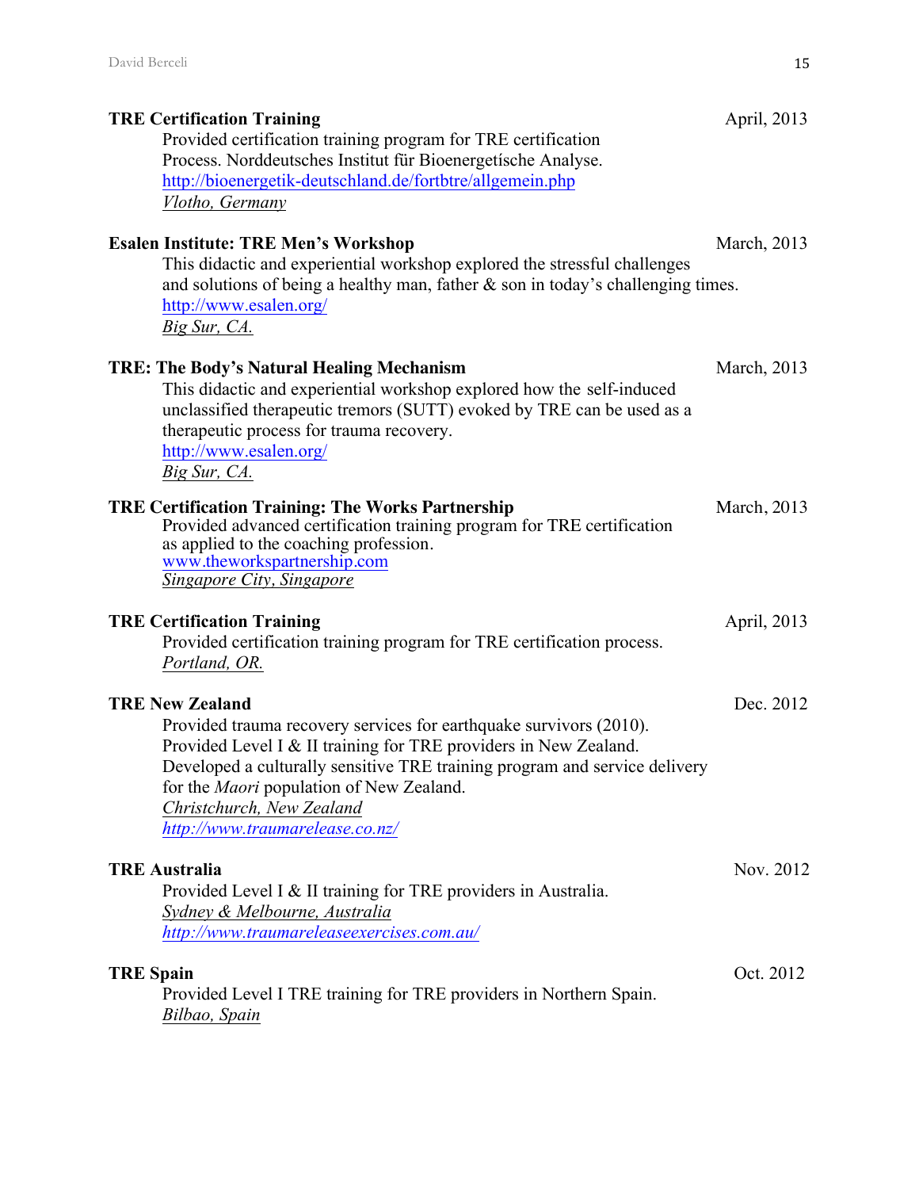**TRE Certification Training** April, 2013

Provided certification training program for TRE certification Process. Norddeutsches Institut für Bioenergetísche Analyse.
http://bioenergetik-deutschland.de/fortbtre/allgemein.php
*Vlotho, Germany*

**Esalen Institute: TRE Men's Workshop** March, 2013

This didactic and experiential workshop explored the stressful challenges and solutions of being a healthy man, father & son in today's challenging times.
http://www.esalen.org/
*Big Sur, CA.*

**TRE: The Body's Natural Healing Mechanism** March, 2013

This didactic and experiential workshop explored how the self-induced unclassified therapeutic tremors (SUTT) evoked by TRE can be used as a therapeutic process for trauma recovery.
http://www.esalen.org/
*Big Sur, CA.*

**TRE Certification Training: The Works Partnership** March, 2013

Provided advanced certification training program for TRE certification as applied to the coaching profession.
www.theworkspartnership.com
*Singapore City, Singapore*

**TRE Certification Training** April, 2013

Provided certification training program for TRE certification process.
*Portland, OR.*

**TRE New Zealand** Dec. 2012

Provided trauma recovery services for earthquake survivors (2010).
Provided Level I & II training for TRE providers in New Zealand.
Developed a culturally sensitive TRE training program and service delivery for the *Maori* population of New Zealand.
*Christchurch, New Zealand*
*http://www.traumarelease.co.nz/*

**TRE Australia** Nov. 2012

Provided Level I & II training for TRE providers in Australia.
*Sydney & Melbourne, Australia*
*http://www.traumareleaseexercises.com.au/*

**TRE Spain** Oct. 2012

Provided Level I TRE training for TRE providers in Northern Spain.
*Bilbao, Spain*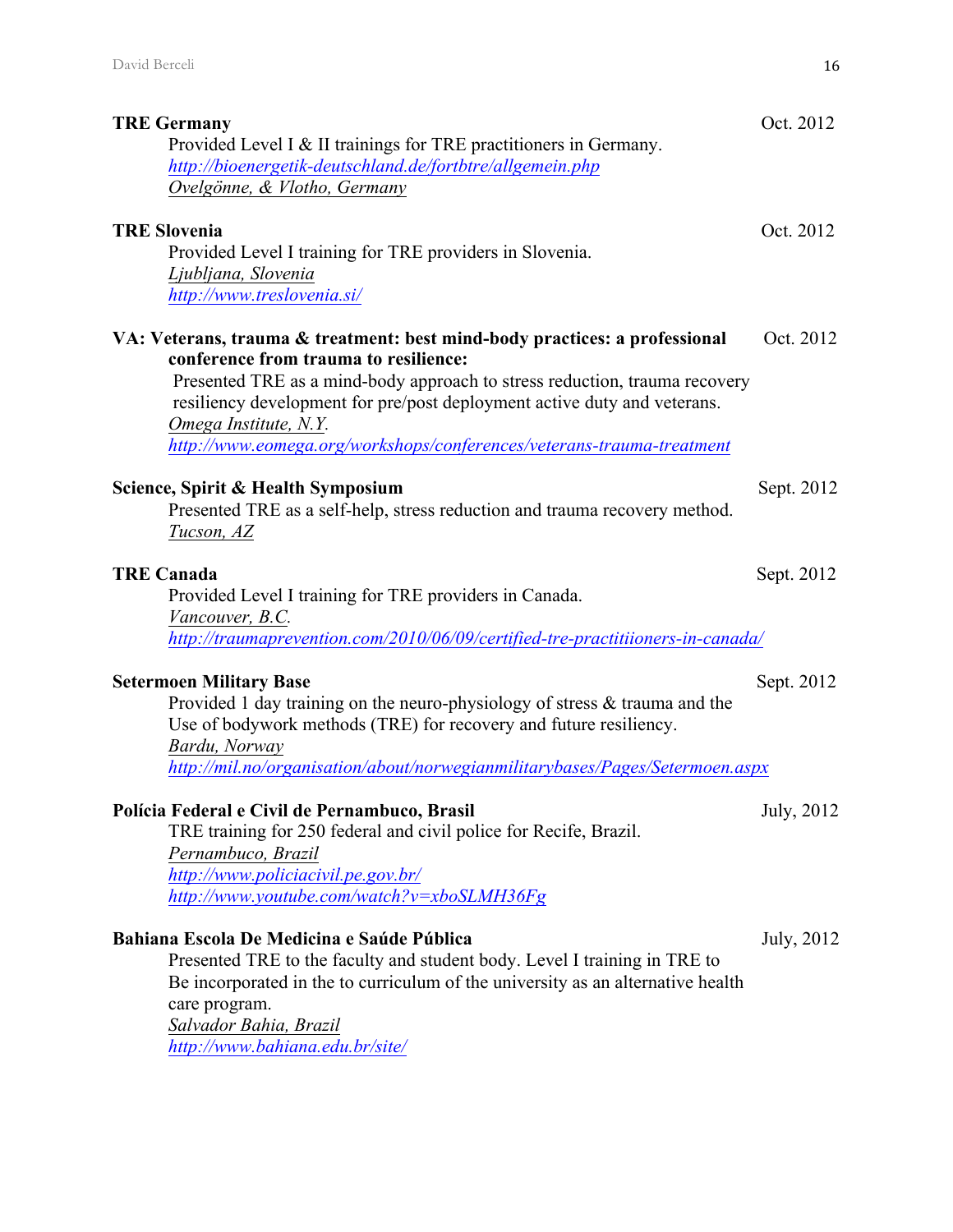**TRE Germany** Oct. 2012

Provided Level I & II trainings for TRE practitioners in Germany.
http://bioenergetik-deutschland.de/fortbtre/allgemein.php
*Ovelgönne, & Vlotho, Germany*

**TRE Slovenia** Oct. 2012

Provided Level I training for TRE providers in Slovenia.
*Ljubljana, Slovenia*
http://www.treslovenia.si/

**VA: Veterans, trauma & treatment: best mind-body practices: a professional conference from trauma to resilience:** Oct. 2012

Presented TRE as a mind-body approach to stress reduction, trauma recovery resiliency development for pre/post deployment active duty and veterans.
*Omega Institute, N.Y.*
http://www.eomega.org/workshops/conferences/veterans-trauma-treatment

**Science, Spirit & Health Symposium** Sept. 2012

Presented TRE as a self-help, stress reduction and trauma recovery method.
*Tucson, AZ*

**TRE Canada** Sept. 2012

Provided Level I training for TRE providers in Canada.
*Vancouver, B.C.*
http://traumaprevention.com/2010/06/09/certified-tre-practitiioners-in-canada/

**Setermoen Military Base** Sept. 2012

Provided 1 day training on the neuro-physiology of stress & trauma and the Use of bodywork methods (TRE) for recovery and future resiliency.
*Bardu, Norway*
http://mil.no/organisation/about/norwegianmilitarybases/Pages/Setermoen.aspx

**Polícia Federal e Civil de Pernambuco, Brasil** July, 2012

TRE training for 250 federal and civil police for Recife, Brazil.
*Pernambuco, Brazil*
http://www.policiacivil.pe.gov.br/
http://www.youtube.com/watch?v=xboSLMH36Fg

**Bahiana Escola De Medicina e Saúde Pública** July, 2012

Presented TRE to the faculty and student body. Level I training in TRE to Be incorporated in the to curriculum of the university as an alternative health care program.
*Salvador Bahia, Brazil*
http://www.bahiana.edu.br/site/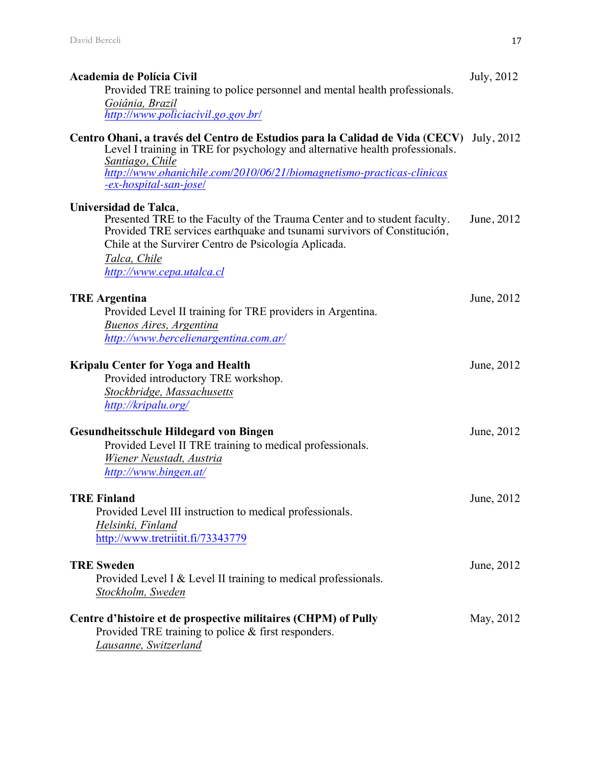**Academia de Polícia Civil** July, 2012

Provided TRE training to police personnel and mental health professionals.
*Goiânia, Brazil*
*http://www.policiacivil.go.gov.br/*

**Centro Ohani, a través del Centro de Estudios para la Calidad de Vida (CECV)** July, 2012

Level I training in TRE for psychology and alternative health professionals.
*Santiago, Chile*
*http://www.ohanichile.com/2010/06/21/biomagnetismo-practicas-clinicas-ex-hospital-san-jose/*

**Universidad de Talca**, June, 2012

Presented TRE to the Faculty of the Trauma Center and to student faculty. Provided TRE services earthquake and tsunami survivors of Constitución, Chile at the Survirer Centro de Psicología Aplicada.
*Talca, Chile*
*http://www.cepa.utalca.cl*

**TRE Argentina** June, 2012

Provided Level II training for TRE providers in Argentina.
*Buenos Aires, Argentina*
*http://www.bercelienargentina.com.ar/*

**Kripalu Center for Yoga and Health** June, 2012

Provided introductory TRE workshop.
*Stockbridge, Massachusetts*
*http://kripalu.org/*

**Gesundheitsschule Hildegard von Bingen** June, 2012

Provided Level II TRE training to medical professionals.
*Wiener Neustadt, Austria*
*http://www.bingen.at/*

**TRE Finland** June, 2012

Provided Level III instruction to medical professionals.
*Helsinki, Finland*
http://www.tretriitit.fi/73343779

**TRE Sweden** June, 2012

Provided Level I & Level II training to medical professionals.
*Stockholm, Sweden*

**Centre d'histoire et de prospective militaires (CHPM) of Pully** May, 2012

Provided TRE training to police & first responders.
*Lausanne, Switzerland*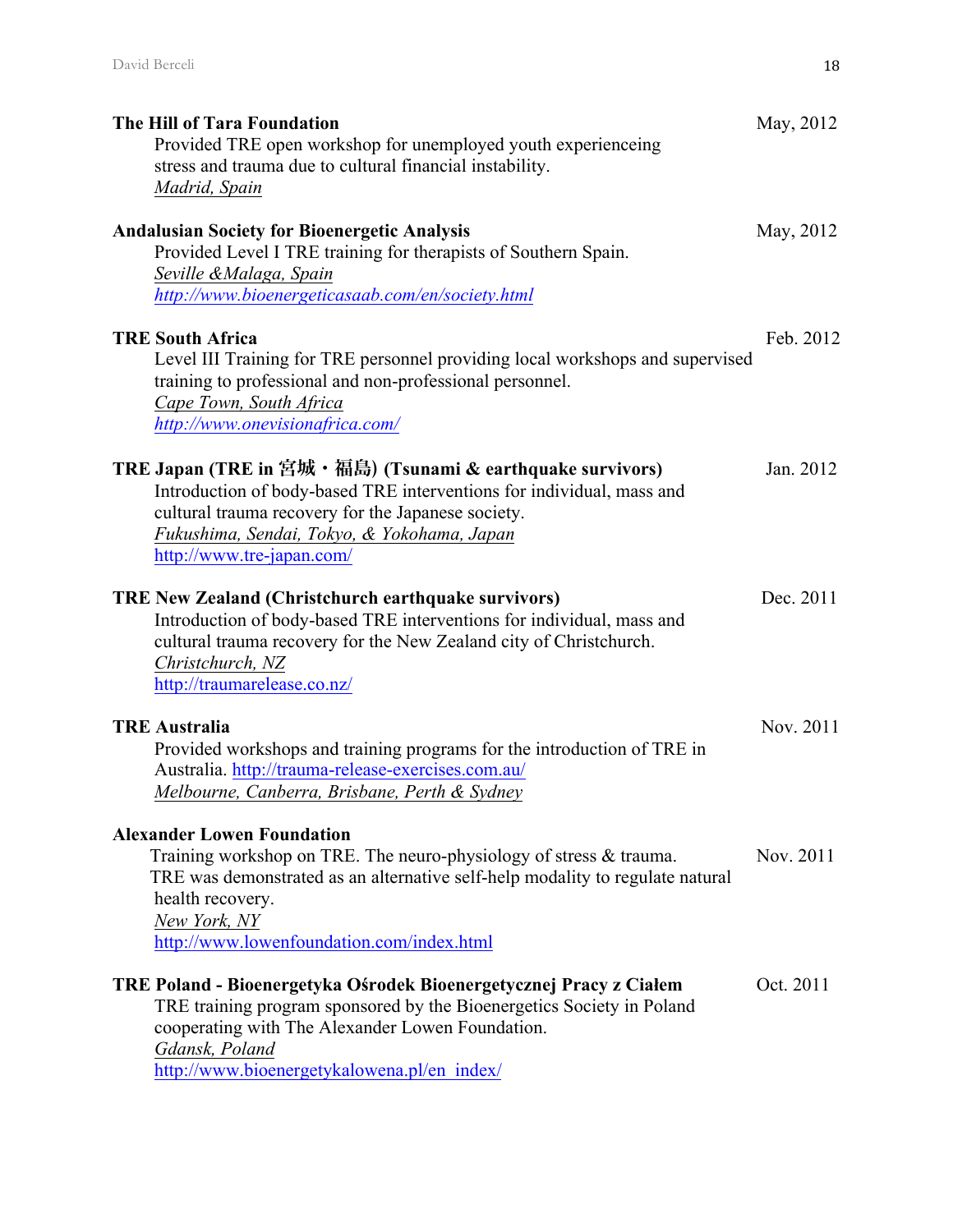**The Hill of Tara Foundation** May, 2012

Provided TRE open workshop for unemployed youth experienceing stress and trauma due to cultural financial instability.
*Madrid, Spain*

**Andalusian Society for Bioenergetic Analysis** May, 2012

Provided Level I TRE training for therapists of Southern Spain.
*Seville &Malaga, Spain*
*http://www.bioenergeticasaab.com/en/society.html*

**TRE South Africa** Feb. 2012

Level III Training for TRE personnel providing local workshops and supervised training to professional and non-professional personnel.
*Cape Town, South Africa*
*http://www.onevisionafrica.com/*

**TRE Japan (TRE in 宮城・福島) (Tsunami & earthquake survivors)** Jan. 2012

Introduction of body-based TRE interventions for individual, mass and cultural trauma recovery for the Japanese society.
*Fukushima, Sendai, Tokyo, & Yokohama, Japan*
http://www.tre-japan.com/

**TRE New Zealand (Christchurch earthquake survivors)** Dec. 2011

Introduction of body-based TRE interventions for individual, mass and cultural trauma recovery for the New Zealand city of Christchurch.
*Christchurch, NZ*
http://traumarelease.co.nz/

**TRE Australia** Nov. 2011

Provided workshops and training programs for the introduction of TRE in Australia. http://trauma-release-exercises.com.au/
*Melbourne, Canberra, Brisbane, Perth & Sydney*

**Alexander Lowen Foundation**

Training workshop on TRE. The neuro-physiology of stress & trauma. Nov. 2011
TRE was demonstrated as an alternative self-help modality to regulate natural health recovery.
*New York, NY*
http://www.lowenfoundation.com/index.html

**TRE Poland - Bioenergetyka Ośrodek Bioenergetycznej Pracy z Ciałem** Oct. 2011

TRE training program sponsored by the Bioenergetics Society in Poland cooperating with The Alexander Lowen Foundation.
*Gdansk, Poland*
http://www.bioenergetykalowena.pl/en_index/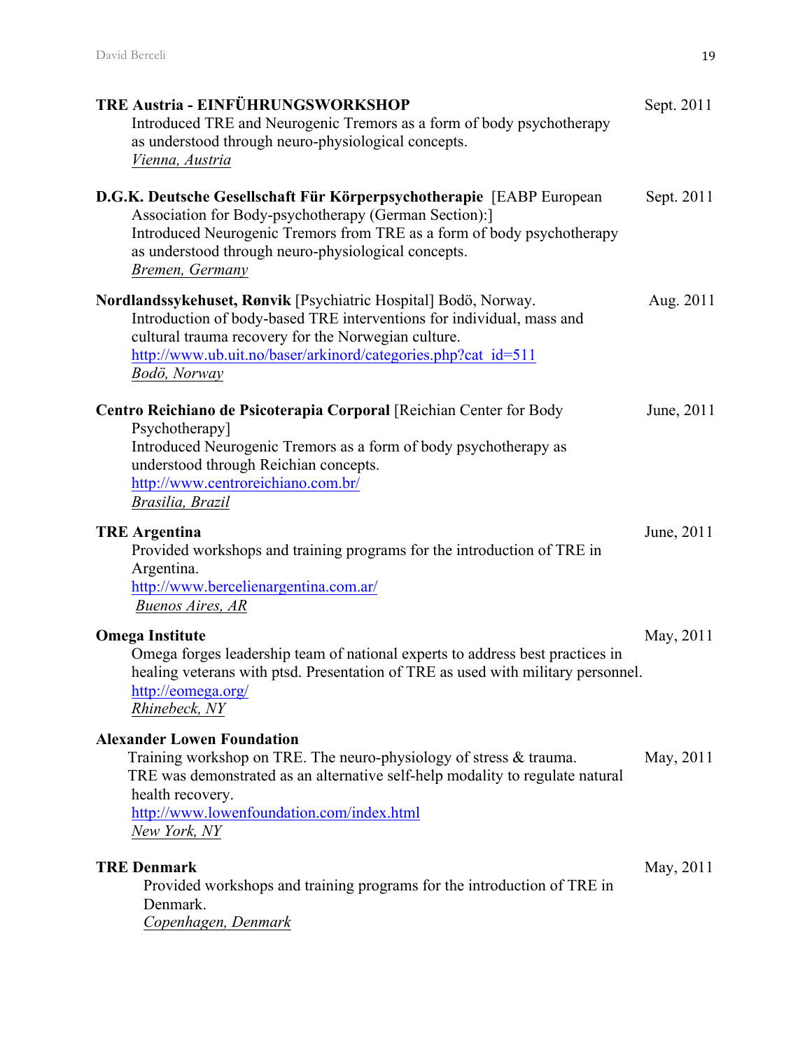**TRE Austria - EINFÜHRUNGSWORKSHOP** Sept. 2011
Introduced TRE and Neurogenic Tremors as a form of body psychotherapy as understood through neuro-physiological concepts.
*Vienna, Austria*

**D.G.K. Deutsche Gesellschaft Für Körperpsychotherapie** [EABP European Association for Body-psychotherapy (German Section):] Sept. 2011
Introduced Neurogenic Tremors from TRE as a form of body psychotherapy as understood through neuro-physiological concepts.
*Bremen, Germany*

**Nordlandssykehuset, Rønvik** [Psychiatric Hospital] Bodö, Norway. Aug. 2011
Introduction of body-based TRE interventions for individual, mass and cultural trauma recovery for the Norwegian culture.
http://www.ub.uit.no/baser/arkinord/categories.php?cat_id=511
*Bodö, Norway*

**Centro Reichiano de Psicoterapia Corporal** [Reichian Center for Body Psychotherapy] June, 2011
Introduced Neurogenic Tremors as a form of body psychotherapy as understood through Reichian concepts.
http://www.centroreichiano.com.br/
*Brasilia, Brazil*

**TRE Argentina** June, 2011
Provided workshops and training programs for the introduction of TRE in Argentina.
http://www.bercelienargentina.com.ar/
*Buenos Aires, AR*

**Omega Institute** May, 2011
Omega forges leadership team of national experts to address best practices in healing veterans with ptsd. Presentation of TRE as used with military personnel.
http://eomega.org/
*Rhinebeck, NY*

**Alexander Lowen Foundation**
Training workshop on TRE. The neuro-physiology of stress & trauma. May, 2011
TRE was demonstrated as an alternative self-help modality to regulate natural health recovery.
http://www.lowenfoundation.com/index.html
*New York, NY*

**TRE Denmark** May, 2011
Provided workshops and training programs for the introduction of TRE in Denmark.
*Copenhagen, Denmark*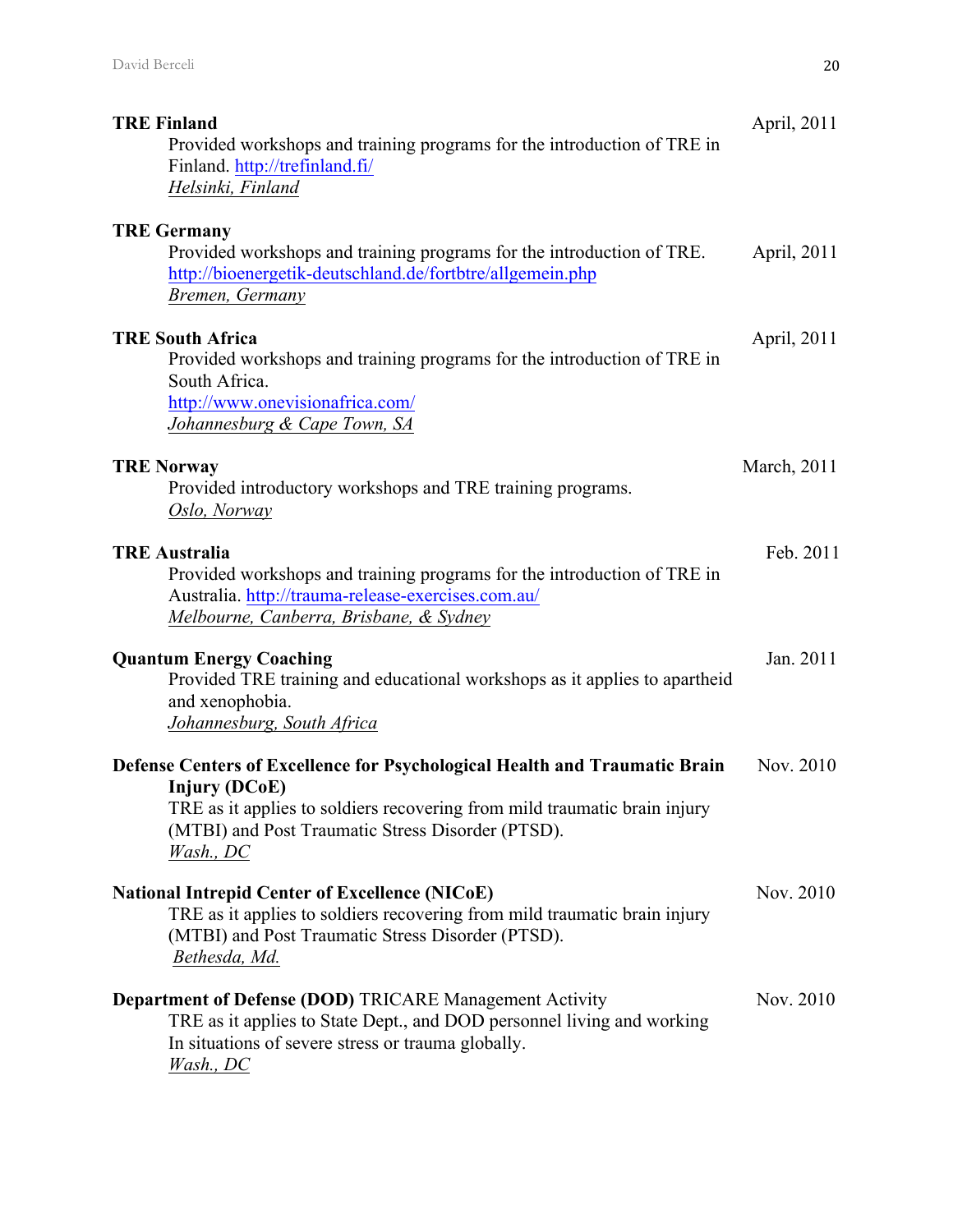**TRE Finland** April, 2011
Provided workshops and training programs for the introduction of TRE in Finland. http://trefinland.fi/
*Helsinki, Finland*

**TRE Germany** April, 2011
Provided workshops and training programs for the introduction of TRE.
http://bioenergetik-deutschland.de/fortbtre/allgemein.php
*Bremen, Germany*

**TRE South Africa** April, 2011
Provided workshops and training programs for the introduction of TRE in South Africa.
http://www.onevisionafrica.com/
*Johannesburg & Cape Town, SA*

**TRE Norway** March, 2011
Provided introductory workshops and TRE training programs.
*Oslo, Norway*

**TRE Australia** Feb. 2011
Provided workshops and training programs for the introduction of TRE in Australia. http://trauma-release-exercises.com.au/
*Melbourne, Canberra, Brisbane, & Sydney*

**Quantum Energy Coaching** Jan. 2011
Provided TRE training and educational workshops as it applies to apartheid and xenophobia.
*Johannesburg, South Africa*

**Defense Centers of Excellence for Psychological Health and Traumatic Brain Injury (DCoE)** Nov. 2010
TRE as it applies to soldiers recovering from mild traumatic brain injury (MTBI) and Post Traumatic Stress Disorder (PTSD).
*Wash., DC*

**National Intrepid Center of Excellence (NICoE)** Nov. 2010
TRE as it applies to soldiers recovering from mild traumatic brain injury (MTBI) and Post Traumatic Stress Disorder (PTSD).
*Bethesda, Md.*

**Department of Defense (DOD)** TRICARE Management Activity Nov. 2010
TRE as it applies to State Dept., and DOD personnel living and working In situations of severe stress or trauma globally.
*Wash., DC*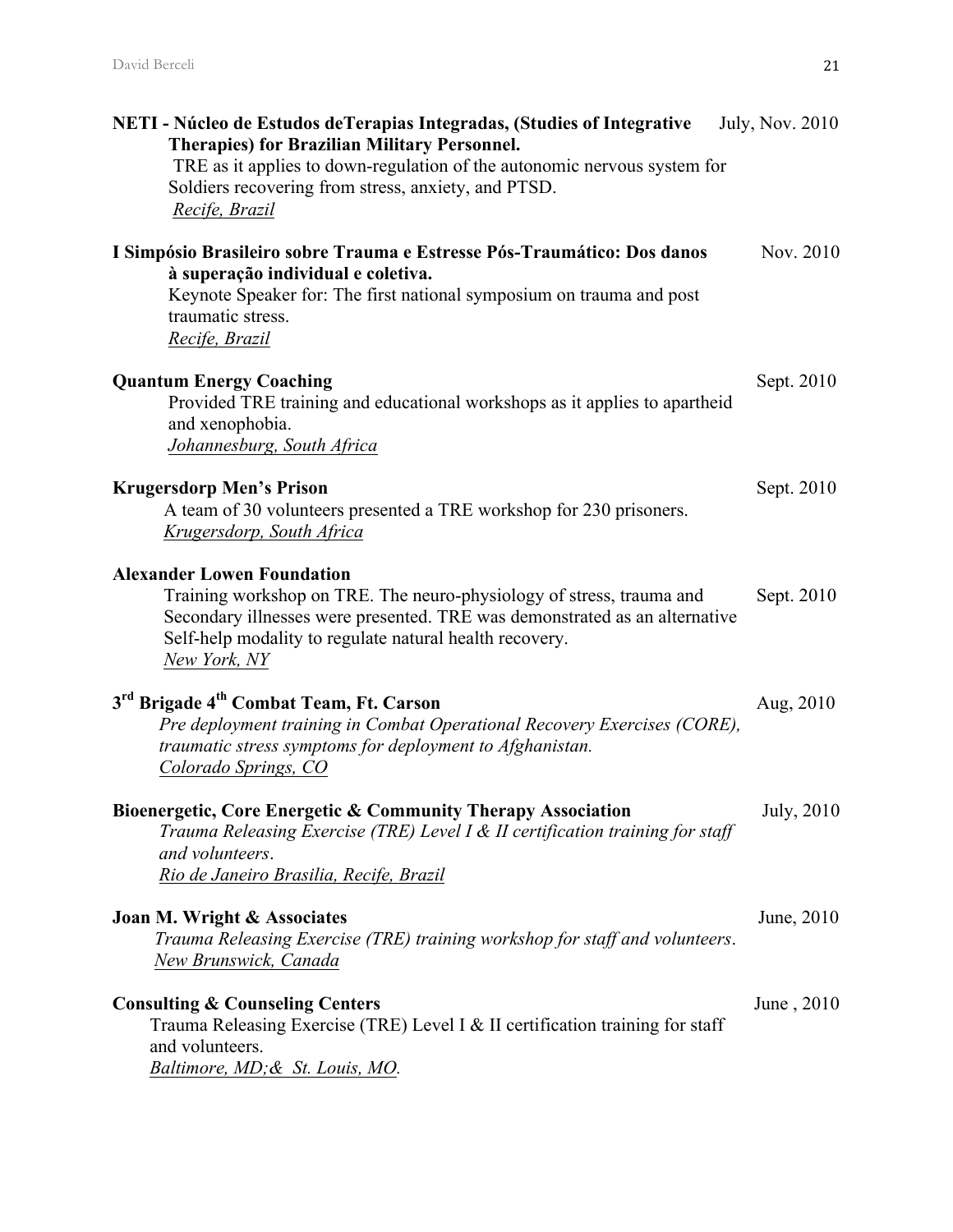**NETI - Núcleo de Estudos deTerapias Integradas, (Studies of Integrative Therapies) for Brazilian Military Personnel.** July, Nov. 2010

TRE as it applies to down-regulation of the autonomic nervous system for Soldiers recovering from stress, anxiety, and PTSD.

Recife, Brazil

**I Simpósio Brasileiro sobre Trauma e Estresse Pós-Traumático: Dos danos à superação individual e coletiva.** Nov. 2010

Keynote Speaker for: The first national symposium on trauma and post traumatic stress.

Recife, Brazil

**Quantum Energy Coaching** Sept. 2010

Provided TRE training and educational workshops as it applies to apartheid and xenophobia.

Johannesburg, South Africa

**Krugersdorp Men's Prison** Sept. 2010

A team of 30 volunteers presented a TRE workshop for 230 prisoners.

Krugersdorp, South Africa

**Alexander Lowen Foundation** Sept. 2010

Training workshop on TRE. The neuro-physiology of stress, trauma and Secondary illnesses were presented. TRE was demonstrated as an alternative Self-help modality to regulate natural health recovery.

New York, NY

**3rd Brigade 4th Combat Team, Ft. Carson** Aug, 2010

*Pre deployment training in Combat Operational Recovery Exercises (CORE), traumatic stress symptoms for deployment to Afghanistan.*

Colorado Springs, CO

**Bioenergetic, Core Energetic & Community Therapy Association** July, 2010

*Trauma Releasing Exercise (TRE) Level I & II certification training for staff and volunteers.*

Rio de Janeiro Brasilia, Recife, Brazil

**Joan M. Wright & Associates** June, 2010

*Trauma Releasing Exercise (TRE) training workshop for staff and volunteers.*

New Brunswick, Canada

**Consulting & Counseling Centers** June , 2010

Trauma Releasing Exercise (TRE) Level I & II certification training for staff and volunteers.

Baltimore, MD;& St. Louis, MO.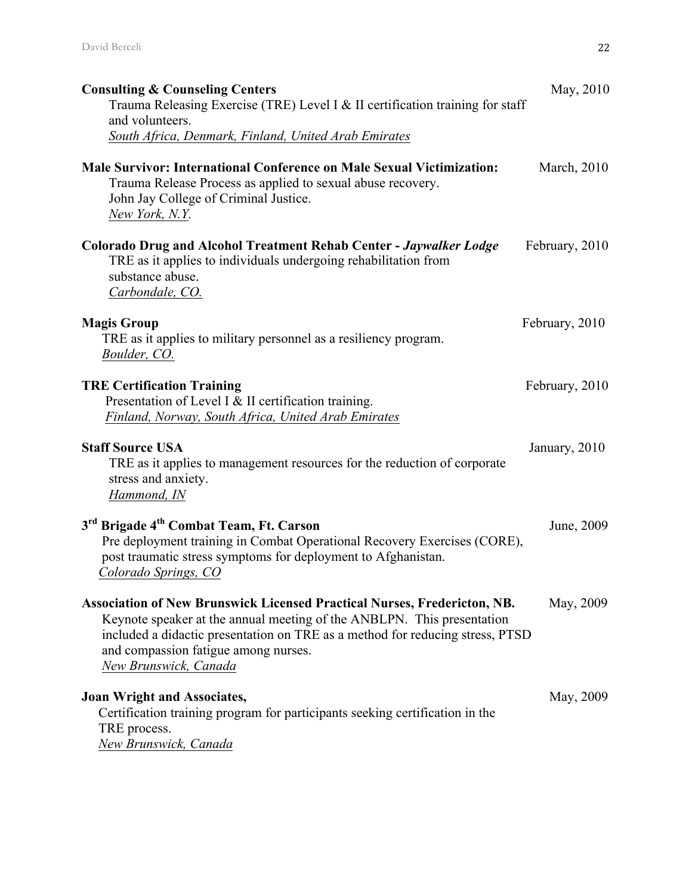**Consulting & Counseling Centers** May, 2010
Trauma Releasing Exercise (TRE) Level I & II certification training for staff and volunteers.
*South Africa, Denmark, Finland, United Arab Emirates*

**Male Survivor: International Conference on Male Sexual Victimization:** March, 2010
Trauma Release Process as applied to sexual abuse recovery.
John Jay College of Criminal Justice.
*New York, N.Y.*

**Colorado Drug and Alcohol Treatment Rehab Center - *Jaywalker Lodge*** February, 2010
TRE as it applies to individuals undergoing rehabilitation from substance abuse.
*Carbondale, CO.*

**Magis Group** February, 2010
TRE as it applies to military personnel as a resiliency program.
*Boulder, CO.*

**TRE Certification Training** February, 2010
Presentation of Level I & II certification training.
*Finland, Norway, South Africa, United Arab Emirates*

**Staff Source USA** January, 2010
TRE as it applies to management resources for the reduction of corporate stress and anxiety.
*Hammond, IN*

**3rd Brigade 4th Combat Team, Ft. Carson** June, 2009
Pre deployment training in Combat Operational Recovery Exercises (CORE), post traumatic stress symptoms for deployment to Afghanistan.
*Colorado Springs, CO*

**Association of New Brunswick Licensed Practical Nurses, Fredericton, NB.** May, 2009
Keynote speaker at the annual meeting of the ANBLPN. This presentation included a didactic presentation on TRE as a method for reducing stress, PTSD and compassion fatigue among nurses.
*New Brunswick, Canada*

**Joan Wright and Associates,** May, 2009
Certification training program for participants seeking certification in the TRE process.
*New Brunswick, Canada*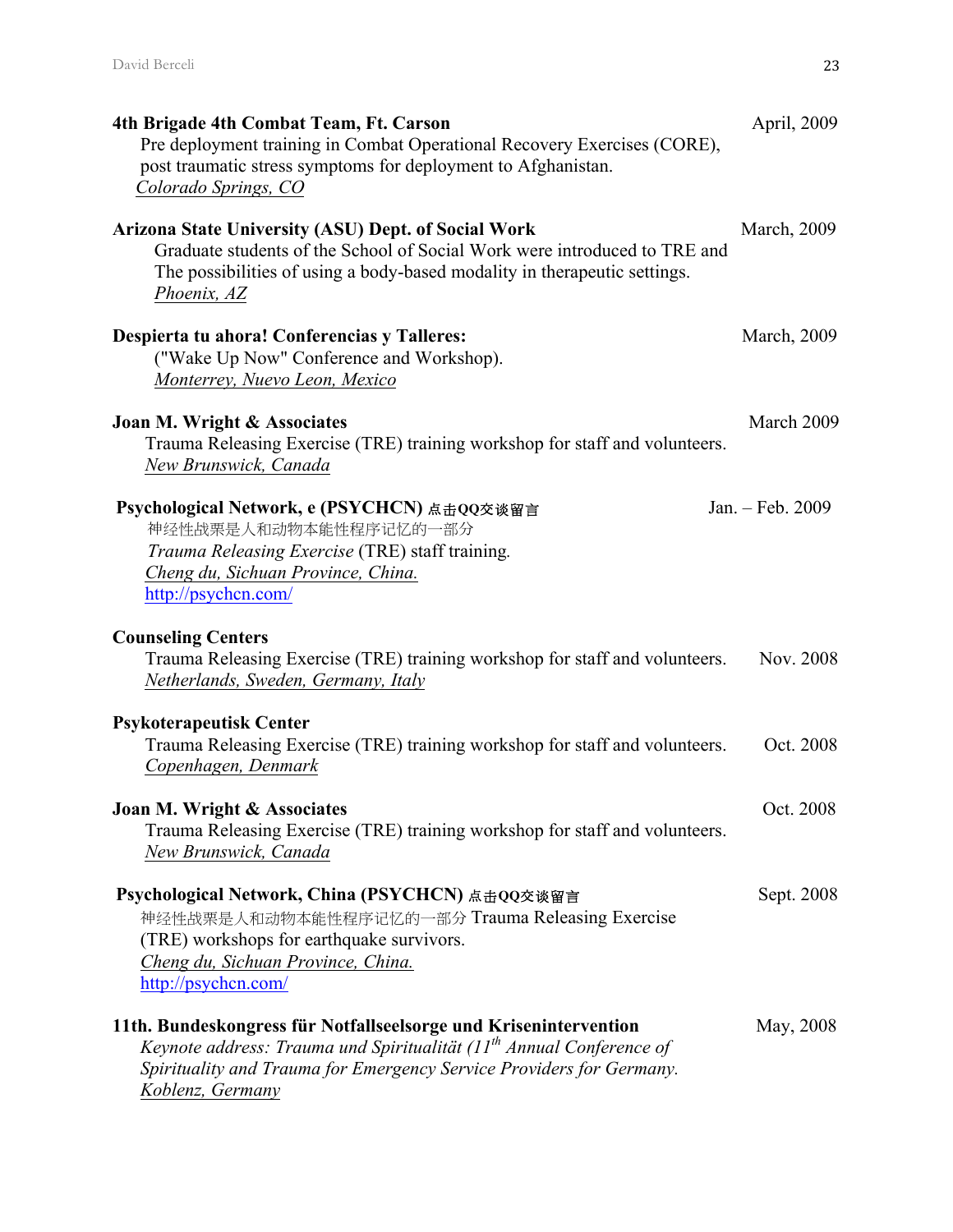**4th Brigade 4th Combat Team, Ft. Carson** April, 2009
Pre deployment training in Combat Operational Recovery Exercises (CORE), post traumatic stress symptoms for deployment to Afghanistan.
Colorado Springs, CO

**Arizona State University (ASU) Dept. of Social Work** March, 2009
Graduate students of the School of Social Work were introduced to TRE and The possibilities of using a body-based modality in therapeutic settings.
Phoenix, AZ

**Despierta tu ahora! Conferencias y Talleres:** March, 2009
("Wake Up Now" Conference and Workshop).
Monterrey, Nuevo Leon, Mexico

**Joan M. Wright & Associates** March 2009
Trauma Releasing Exercise (TRE) training workshop for staff and volunteers.
New Brunswick, Canada

**Psychological Network, e (PSYCHCN) 点击QQ交谈留言** Jan. – Feb. 2009
神经性战栗是人和动物本能性程序记忆的一部分
*Trauma Releasing Exercise* (TRE) staff training.
Cheng du, Sichuan Province, China.
http://psychcn.com/

**Counseling Centers**
Trauma Releasing Exercise (TRE) training workshop for staff and volunteers. Nov. 2008
Netherlands, Sweden, Germany, Italy

**Psykoterapeutisk Center**
Trauma Releasing Exercise (TRE) training workshop for staff and volunteers. Oct. 2008
Copenhagen, Denmark

**Joan M. Wright & Associates** Oct. 2008
Trauma Releasing Exercise (TRE) training workshop for staff and volunteers.
New Brunswick, Canada

**Psychological Network, China (PSYCHCN) 点击QQ交谈留言** Sept. 2008
神经性战栗是人和动物本能性程序记忆的一部分 Trauma Releasing Exercise (TRE) workshops for earthquake survivors.
Cheng du, Sichuan Province, China.
http://psychcn.com/

**11th. Bundeskongress für Notfallseelsorge und Krisenintervention** May, 2008
*Keynote address: Trauma und Spiritualität (11th Annual Conference of Spirituality and Trauma for Emergency Service Providers for Germany.*
Koblenz, Germany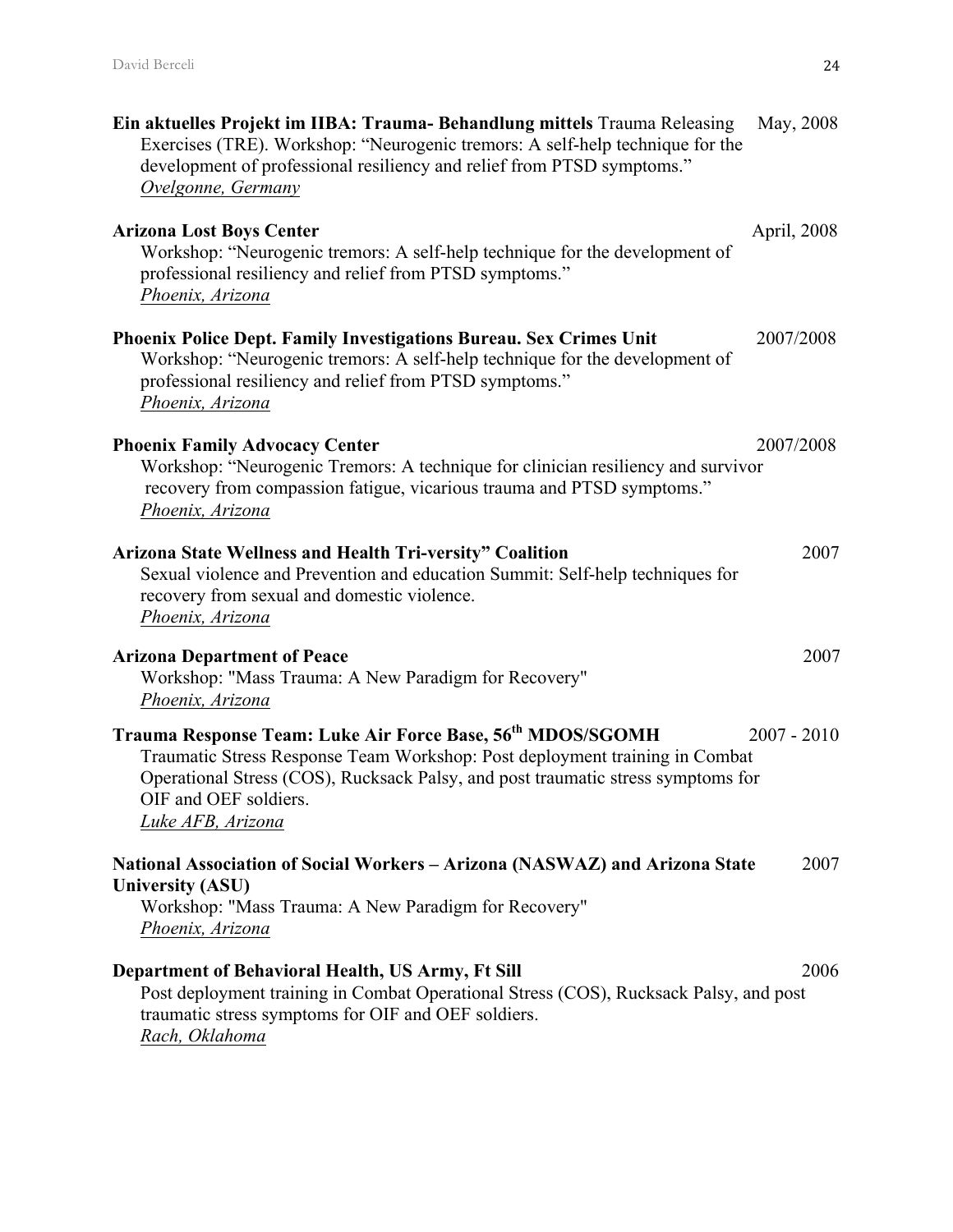**Ein aktuelles Projekt im IIBA: Trauma- Behandlung mittels** Trauma Releasing Exercises (TRE). Workshop: "Neurogenic tremors: A self-help technique for the development of professional resiliency and relief from PTSD symptoms." — May, 2008
*Ovelgonne, Germany*

**Arizona Lost Boys Center** — April, 2008
Workshop: "Neurogenic tremors: A self-help technique for the development of professional resiliency and relief from PTSD symptoms."
*Phoenix, Arizona*

**Phoenix Police Dept. Family Investigations Bureau. Sex Crimes Unit** — 2007/2008
Workshop: "Neurogenic tremors: A self-help technique for the development of professional resiliency and relief from PTSD symptoms."
*Phoenix, Arizona*

**Phoenix Family Advocacy Center** — 2007/2008
Workshop: "Neurogenic Tremors: A technique for clinician resiliency and survivor recovery from compassion fatigue, vicarious trauma and PTSD symptoms."
*Phoenix, Arizona*

**Arizona State Wellness and Health Tri-versity" Coalition** — 2007
Sexual violence and Prevention and education Summit: Self-help techniques for recovery from sexual and domestic violence.
*Phoenix, Arizona*

**Arizona Department of Peace** — 2007
Workshop: "Mass Trauma: A New Paradigm for Recovery"
*Phoenix, Arizona*

**Trauma Response Team: Luke Air Force Base, 56th MDOS/SGOMH** — 2007 - 2010
Traumatic Stress Response Team Workshop: Post deployment training in Combat Operational Stress (COS), Rucksack Palsy, and post traumatic stress symptoms for OIF and OEF soldiers.
*Luke AFB, Arizona*

**National Association of Social Workers – Arizona (NASWAZ) and Arizona State University (ASU)** — 2007
Workshop: "Mass Trauma: A New Paradigm for Recovery"
*Phoenix, Arizona*

**Department of Behavioral Health, US Army, Ft Sill** — 2006
Post deployment training in Combat Operational Stress (COS), Rucksack Palsy, and post traumatic stress symptoms for OIF and OEF soldiers.
*Rach, Oklahoma*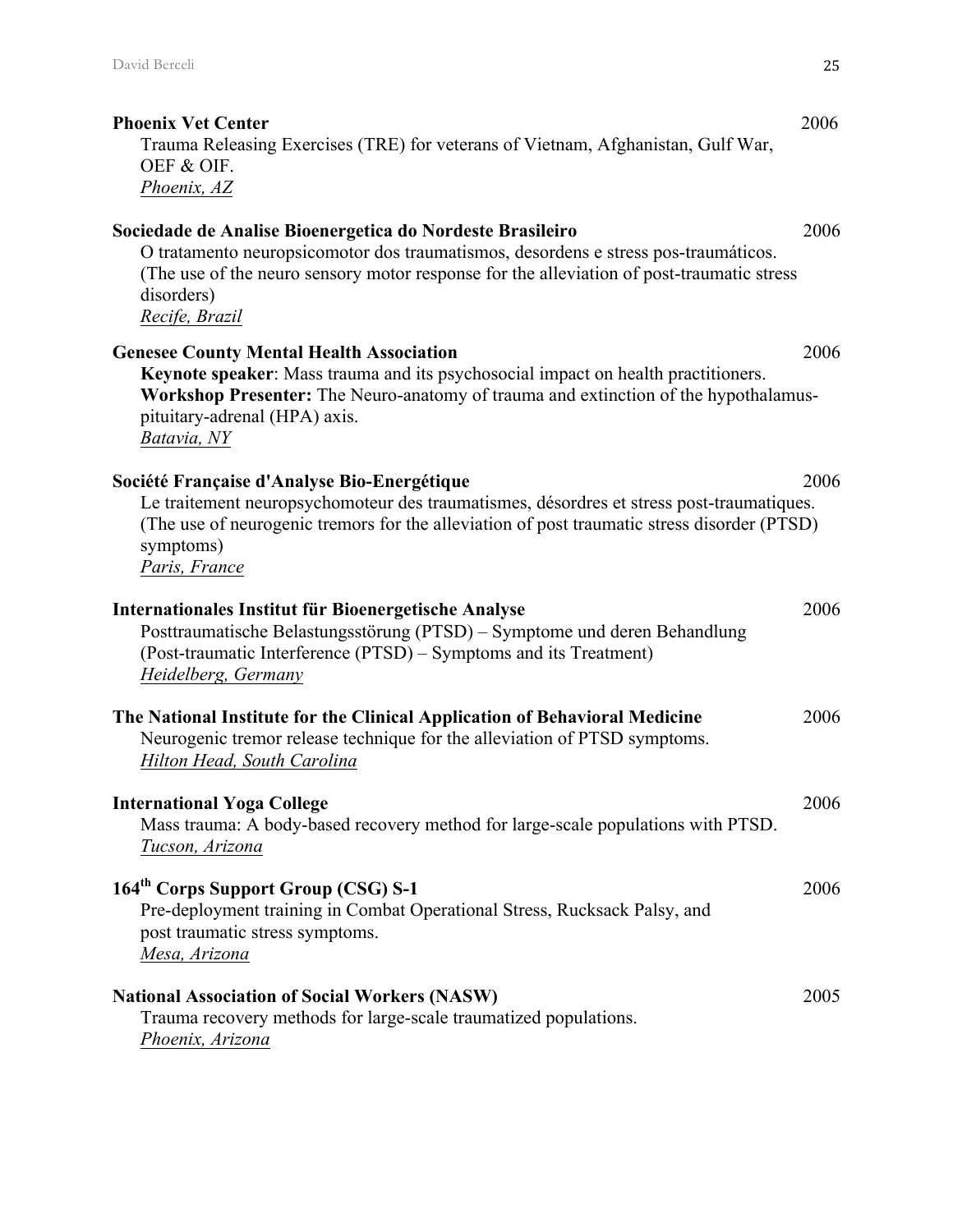**Phoenix Vet Center** 2006
Trauma Releasing Exercises (TRE) for veterans of Vietnam, Afghanistan, Gulf War, OEF & OIF.
*Phoenix, AZ*

**Sociedade de Analise Bioenergetica do Nordeste Brasileiro** 2006
O tratamento neuropsicomotor dos traumatismos, desordens e stress pos-traumáticos. (The use of the neuro sensory motor response for the alleviation of post-traumatic stress disorders)
*Recife, Brazil*

**Genesee County Mental Health Association** 2006
**Keynote speaker**: Mass trauma and its psychosocial impact on health practitioners.
**Workshop Presenter:** The Neuro-anatomy of trauma and extinction of the hypothalamus-pituitary-adrenal (HPA) axis.
*Batavia, NY*

**Société Française d'Analyse Bio-Energétique** 2006
Le traitement neuropsychomoteur des traumatismes, désordres et stress post-traumatiques. (The use of neurogenic tremors for the alleviation of post traumatic stress disorder (PTSD) symptoms)
*Paris, France*

**Internationales Institut für Bioenergetische Analyse** 2006
Posttraumatische Belastungsstörung (PTSD) – Symptome und deren Behandlung (Post-traumatic Interference (PTSD) – Symptoms and its Treatment)
*Heidelberg, Germany*

**The National Institute for the Clinical Application of Behavioral Medicine** 2006
Neurogenic tremor release technique for the alleviation of PTSD symptoms.
*Hilton Head, South Carolina*

**International Yoga College** 2006
Mass trauma: A body-based recovery method for large-scale populations with PTSD.
*Tucson, Arizona*

**164th Corps Support Group (CSG) S-1** 2006
Pre-deployment training in Combat Operational Stress, Rucksack Palsy, and post traumatic stress symptoms.
*Mesa, Arizona*

**National Association of Social Workers (NASW)** 2005
Trauma recovery methods for large-scale traumatized populations.
*Phoenix, Arizona*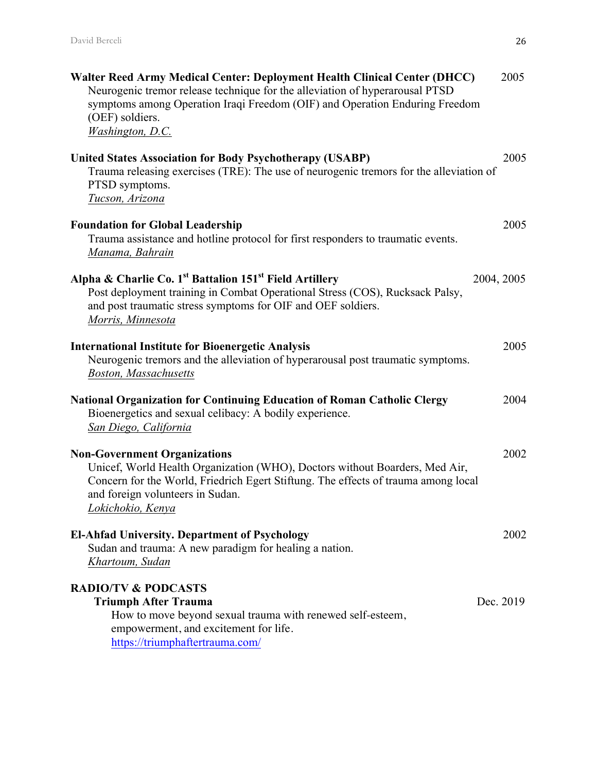**Walter Reed Army Medical Center: Deployment Health Clinical Center (DHCC)** 2005
Neurogenic tremor release technique for the alleviation of hyperarousal PTSD symptoms among Operation Iraqi Freedom (OIF) and Operation Enduring Freedom (OEF) soldiers.
Washington, D.C.

**United States Association for Body Psychotherapy (USABP)** 2005
Trauma releasing exercises (TRE): The use of neurogenic tremors for the alleviation of PTSD symptoms.
Tucson, Arizona

**Foundation for Global Leadership** 2005
Trauma assistance and hotline protocol for first responders to traumatic events.
Manama, Bahrain

**Alpha & Charlie Co. 1st Battalion 151st Field Artillery** 2004, 2005
Post deployment training in Combat Operational Stress (COS), Rucksack Palsy, and post traumatic stress symptoms for OIF and OEF soldiers.
Morris, Minnesota

**International Institute for Bioenergetic Analysis** 2005
Neurogenic tremors and the alleviation of hyperarousal post traumatic symptoms.
Boston, Massachusetts

**National Organization for Continuing Education of Roman Catholic Clergy** 2004
Bioenergetics and sexual celibacy: A bodily experience.
San Diego, California

**Non-Government Organizations** 2002
Unicef, World Health Organization (WHO), Doctors without Boarders, Med Air, Concern for the World, Friedrich Egert Stiftung. The effects of trauma among local and foreign volunteers in Sudan.
Lokichokio, Kenya

**El-Ahfad University. Department of Psychology** 2002
Sudan and trauma: A new paradigm for healing a nation.
Khartoum, Sudan

**RADIO/TV & PODCASTS**

**Triumph After Trauma** Dec. 2019
How to move beyond sexual trauma with renewed self-esteem, empowerment, and excitement for life.
https://triumphaftertrauma.com/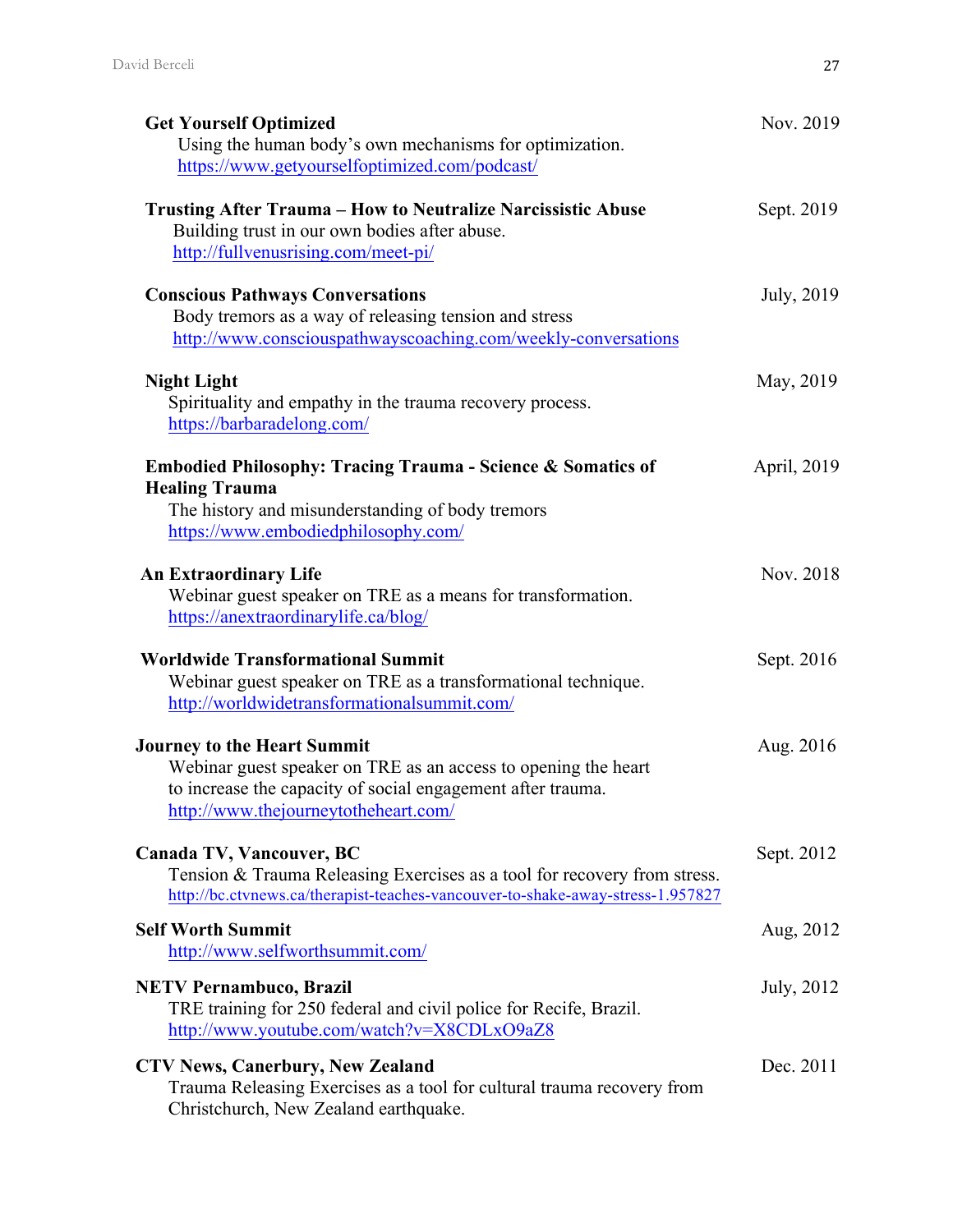**Get Yourself Optimized** Nov. 2019
Using the human body's own mechanisms for optimization.
https://www.getyourselfoptimized.com/podcast/

**Trusting After Trauma – How to Neutralize Narcissistic Abuse** Sept. 2019
Building trust in our own bodies after abuse.
http://fullvenusrising.com/meet-pi/

**Conscious Pathways Conversations** July, 2019
Body tremors as a way of releasing tension and stress
http://www.consciouspathwayscoaching.com/weekly-conversations

**Night Light** May, 2019
Spirituality and empathy in the trauma recovery process.
https://barbaradelong.com/

**Embodied Philosophy: Tracing Trauma - Science & Somatics of Healing Trauma** April, 2019
The history and misunderstanding of body tremors
https://www.embodiedphilosophy.com/

**An Extraordinary Life** Nov. 2018
Webinar guest speaker on TRE as a means for transformation.
https://anextraordinarylife.ca/blog/

**Worldwide Transformational Summit** Sept. 2016
Webinar guest speaker on TRE as a transformational technique.
http://worldwidetransformationalsummit.com/

**Journey to the Heart Summit** Aug. 2016
Webinar guest speaker on TRE as an access to opening the heart to increase the capacity of social engagement after trauma.
http://www.thejourneytotheheart.com/

**Canada TV, Vancouver, BC** Sept. 2012
Tension & Trauma Releasing Exercises as a tool for recovery from stress.
http://bc.ctvnews.ca/therapist-teaches-vancouver-to-shake-away-stress-1.957827

**Self Worth Summit** Aug, 2012
http://www.selfworthsummit.com/

**NETV Pernambuco, Brazil** July, 2012
TRE training for 250 federal and civil police for Recife, Brazil.
http://www.youtube.com/watch?v=X8CDLxO9aZ8

**CTV News, Canerbury, New Zealand** Dec. 2011
Trauma Releasing Exercises as a tool for cultural trauma recovery from Christchurch, New Zealand earthquake.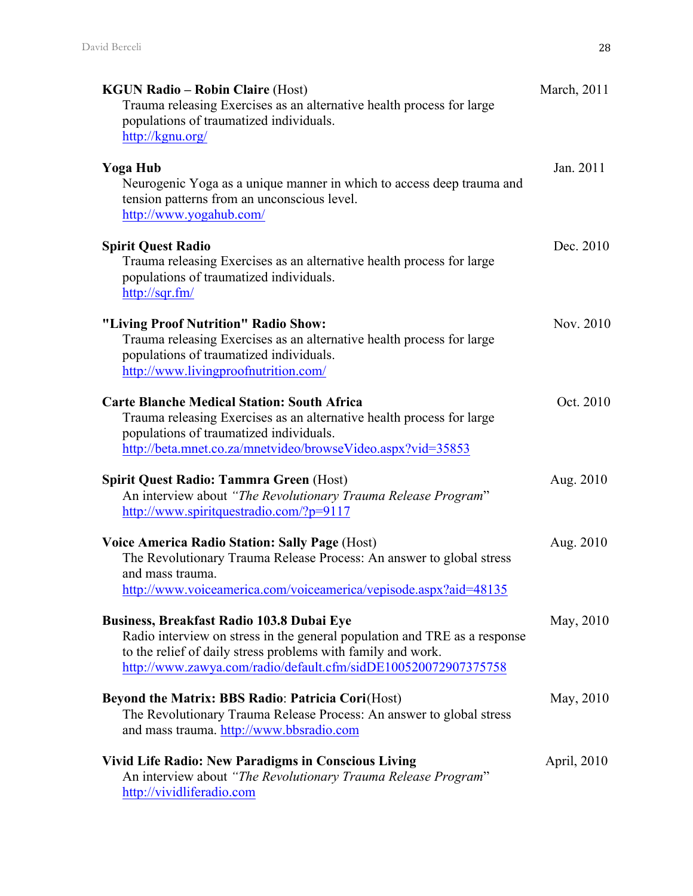**KGUN Radio – Robin Claire** (Host) — March, 2011
Trauma releasing Exercises as an alternative health process for large populations of traumatized individuals.
http://kgnu.org/

**Yoga Hub** — Jan. 2011
Neurogenic Yoga as a unique manner in which to access deep trauma and tension patterns from an unconscious level.
http://www.yogahub.com/

**Spirit Quest Radio** — Dec. 2010
Trauma releasing Exercises as an alternative health process for large populations of traumatized individuals.
http://sqr.fm/

**"Living Proof Nutrition" Radio Show:** — Nov. 2010
Trauma releasing Exercises as an alternative health process for large populations of traumatized individuals.
http://www.livingproofnutrition.com/

**Carte Blanche Medical Station: South Africa** — Oct. 2010
Trauma releasing Exercises as an alternative health process for large populations of traumatized individuals.
http://beta.mnet.co.za/mnetvideo/browseVideo.aspx?vid=35853

**Spirit Quest Radio: Tammra Green** (Host) — Aug. 2010
An interview about *"The Revolutionary Trauma Release Program*"
http://www.spiritquestradio.com/?p=9117

**Voice America Radio Station: Sally Page** (Host) — Aug. 2010
The Revolutionary Trauma Release Process: An answer to global stress and mass trauma.
http://www.voiceamerica.com/voiceamerica/vepisode.aspx?aid=48135

**Business, Breakfast Radio 103.8 Dubai Eye** — May, 2010
Radio interview on stress in the general population and TRE as a response to the relief of daily stress problems with family and work.
http://www.zawya.com/radio/default.cfm/sidDE100520072907375758

**Beyond the Matrix: BBS Radio**: **Patricia Cori**(Host) — May, 2010
The Revolutionary Trauma Release Process: An answer to global stress and mass trauma. http://www.bbsradio.com

**Vivid Life Radio: New Paradigms in Conscious Living** — April, 2010
An interview about *"The Revolutionary Trauma Release Program*"
http://vividliferadio.com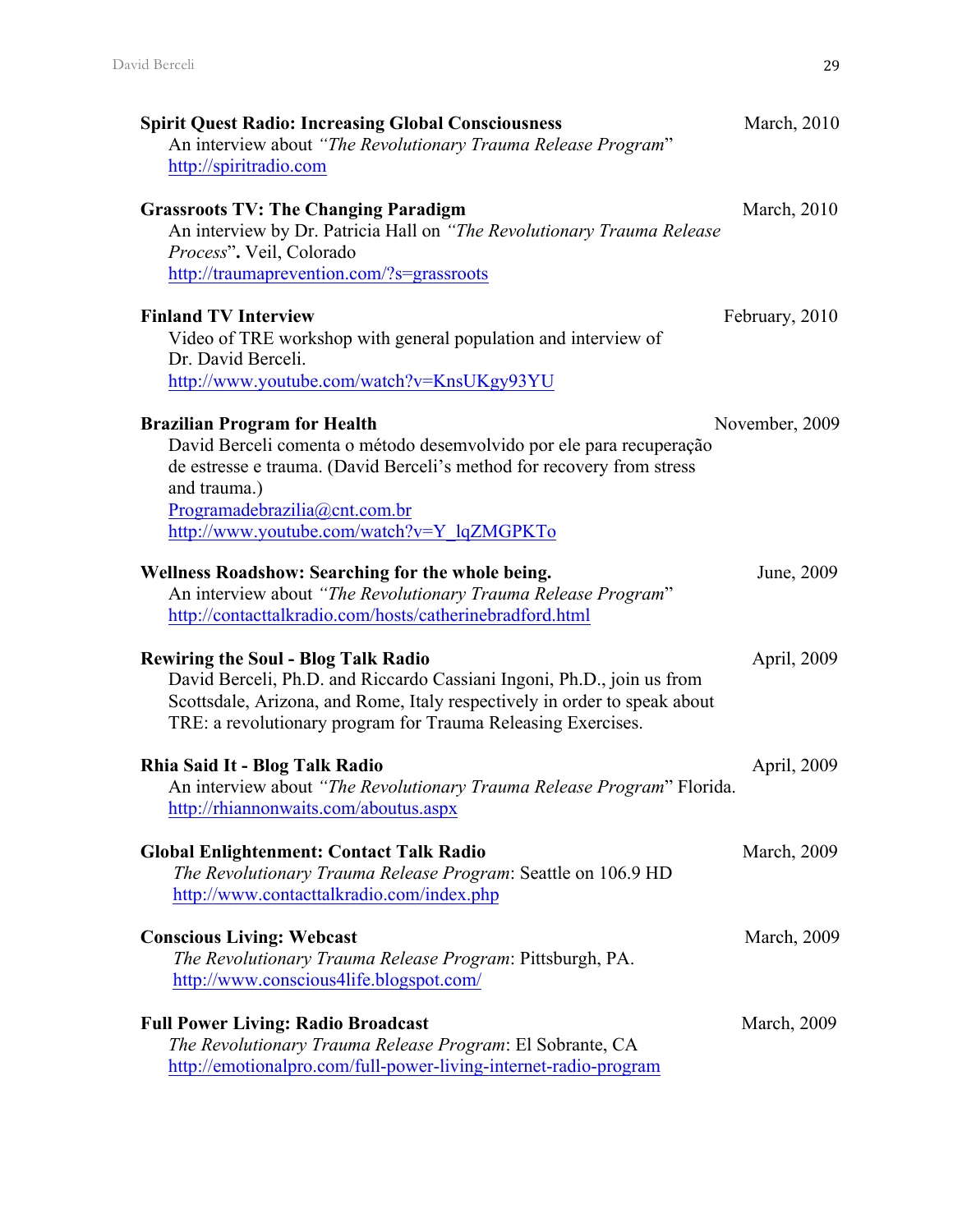**Spirit Quest Radio: Increasing Global Consciousness** March, 2010
An interview about *"The Revolutionary Trauma Release Program*"
http://spiritradio.com

**Grassroots TV: The Changing Paradigm** March, 2010
An interview by Dr. Patricia Hall on *"The Revolutionary Trauma Release Process*"**.** Veil, Colorado
http://traumaprevention.com/?s=grassroots

**Finland TV Interview** February, 2010
Video of TRE workshop with general population and interview of Dr. David Berceli.
http://www.youtube.com/watch?v=KnsUKgy93YU

**Brazilian Program for Health** November, 2009
David Berceli comenta o método desemvolvido por ele para recuperação de estresse e trauma. (David Berceli's method for recovery from stress and trauma.)
Programadebrazilia@cnt.com.br
http://www.youtube.com/watch?v=Y_lqZMGPKTo

**Wellness Roadshow: Searching for the whole being.** June, 2009
An interview about *"The Revolutionary Trauma Release Program*"
http://contacttalkradio.com/hosts/catherinebradford.html

**Rewiring the Soul - Blog Talk Radio** April, 2009
David Berceli, Ph.D. and Riccardo Cassiani Ingoni, Ph.D., join us from Scottsdale, Arizona, and Rome, Italy respectively in order to speak about TRE: a revolutionary program for Trauma Releasing Exercises.

**Rhia Said It - Blog Talk Radio** April, 2009
An interview about *"The Revolutionary Trauma Release Program*" Florida.
http://rhiannonwaits.com/aboutus.aspx

**Global Enlightenment: Contact Talk Radio** March, 2009
*The Revolutionary Trauma Release Program*: Seattle on 106.9 HD
http://www.contacttalkradio.com/index.php

**Conscious Living: Webcast** March, 2009
*The Revolutionary Trauma Release Program*: Pittsburgh, PA.
http://www.conscious4life.blogspot.com/

**Full Power Living: Radio Broadcast** March, 2009
*The Revolutionary Trauma Release Program*: El Sobrante, CA
http://emotionalpro.com/full-power-living-internet-radio-program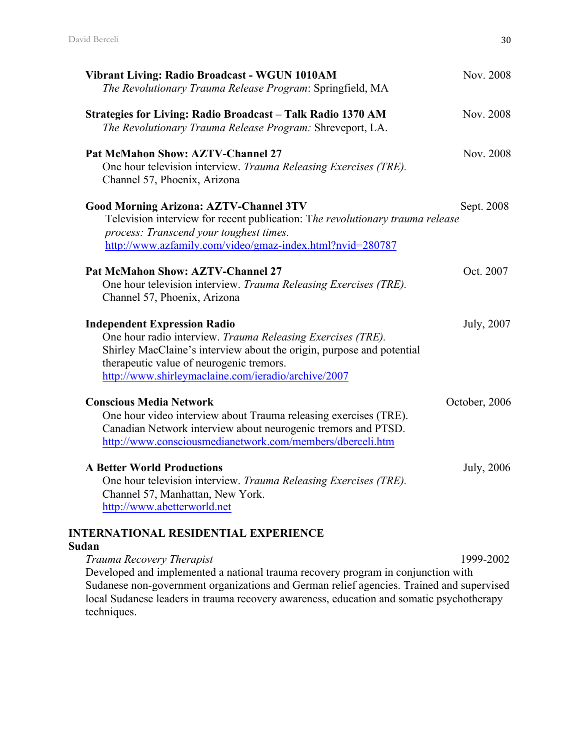**Vibrant Living: Radio Broadcast - WGUN 1010AM** Nov. 2008
*The Revolutionary Trauma Release Program*: Springfield, MA

**Strategies for Living: Radio Broadcast – Talk Radio 1370 AM** Nov. 2008
*The Revolutionary Trauma Release Program:* Shreveport, LA.

**Pat McMahon Show: AZTV-Channel 27** Nov. 2008
One hour television interview. *Trauma Releasing Exercises (TRE).*
Channel 57, Phoenix, Arizona

**Good Morning Arizona: AZTV-Channel 3TV** Sept. 2008
Television interview for recent publication: T*he revolutionary trauma release process: Transcend your toughest times.*
http://www.azfamily.com/video/gmaz-index.html?nvid=280787

**Pat McMahon Show: AZTV-Channel 27** Oct. 2007
One hour television interview. *Trauma Releasing Exercises (TRE).*
Channel 57, Phoenix, Arizona

**Independent Expression Radio** July, 2007
One hour radio interview. *Trauma Releasing Exercises (TRE).*
Shirley MacClaine's interview about the origin, purpose and potential therapeutic value of neurogenic tremors.
http://www.shirleymaclaine.com/ieradio/archive/2007

**Conscious Media Network** October, 2006
One hour video interview about Trauma releasing exercises (TRE).
Canadian Network interview about neurogenic tremors and PTSD.
http://www.consciousmedianetwork.com/members/dberceli.htm

**A Better World Productions** July, 2006
One hour television interview. *Trauma Releasing Exercises (TRE).*
Channel 57, Manhattan, New York.
http://www.abetterworld.net

## INTERNATIONAL RESIDENTIAL EXPERIENCE

**Sudan**

*Trauma Recovery Therapist* 1999-2002
Developed and implemented a national trauma recovery program in conjunction with Sudanese non-government organizations and German relief agencies. Trained and supervised local Sudanese leaders in trauma recovery awareness, education and somatic psychotherapy techniques.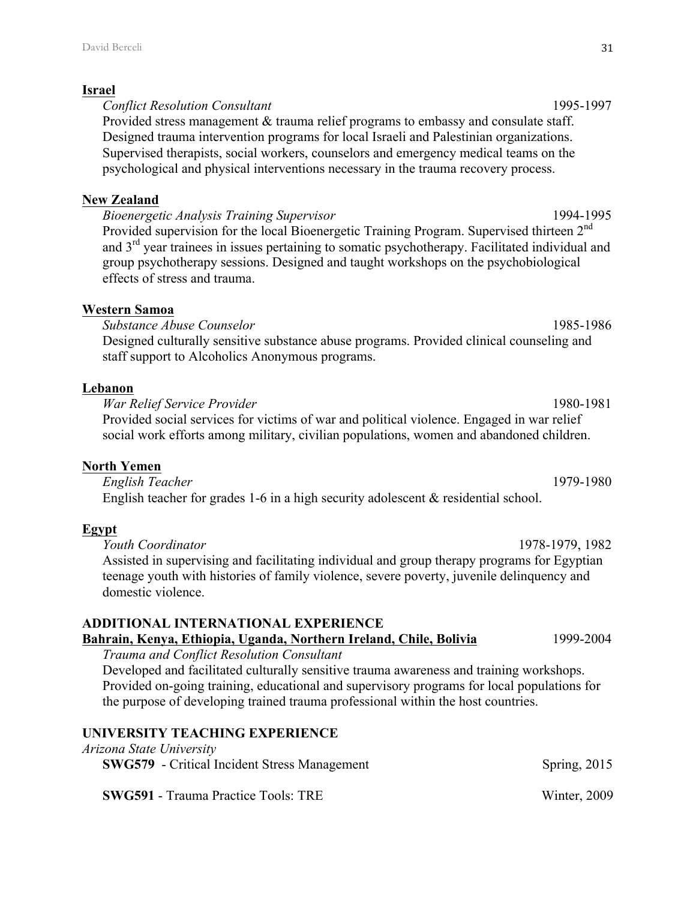**Israel**

*Conflict Resolution Consultant* 1995-1997

Provided stress management & trauma relief programs to embassy and consulate staff. Designed trauma intervention programs for local Israeli and Palestinian organizations. Supervised therapists, social workers, counselors and emergency medical teams on the psychological and physical interventions necessary in the trauma recovery process.

**New Zealand**

*Bioenergetic Analysis Training Supervisor* 1994-1995

Provided supervision for the local Bioenergetic Training Program. Supervised thirteen 2nd and 3rd year trainees in issues pertaining to somatic psychotherapy. Facilitated individual and group psychotherapy sessions. Designed and taught workshops on the psychobiological effects of stress and trauma.

**Western Samoa**

*Substance Abuse Counselor* 1985-1986

Designed culturally sensitive substance abuse programs. Provided clinical counseling and staff support to Alcoholics Anonymous programs.

**Lebanon**

*War Relief Service Provider* 1980-1981

Provided social services for victims of war and political violence. Engaged in war relief social work efforts among military, civilian populations, women and abandoned children.

**North Yemen**

*English Teacher* 1979-1980

English teacher for grades 1-6 in a high security adolescent & residential school.

**Egypt**

*Youth Coordinator* 1978-1979, 1982

Assisted in supervising and facilitating individual and group therapy programs for Egyptian teenage youth with histories of family violence, severe poverty, juvenile delinquency and domestic violence.

## ADDITIONAL INTERNATIONAL EXPERIENCE

**Bahrain, Kenya, Ethiopia, Uganda, Northern Ireland, Chile, Bolivia** 1999-2004

*Trauma and Conflict Resolution Consultant*

Developed and facilitated culturally sensitive trauma awareness and training workshops. Provided on-going training, educational and supervisory programs for local populations for the purpose of developing trained trauma professional within the host countries.

## UNIVERSITY TEACHING EXPERIENCE

*Arizona State University*

**SWG579** - Critical Incident Stress Management Spring, 2015

**SWG591** - Trauma Practice Tools: TRE Winter, 2009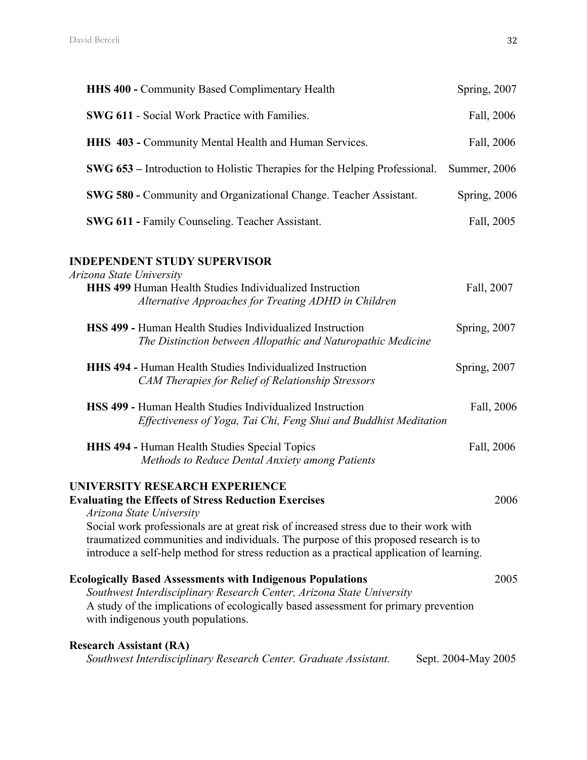**HHS 400 -** Community Based Complimentary Health Spring, 2007

**SWG 611** - Social Work Practice with Families. Fall, 2006

**HHS 403 -** Community Mental Health and Human Services. Fall, 2006

**SWG 653 –** Introduction to Holistic Therapies for the Helping Professional. Summer, 2006

**SWG 580 -** Community and Organizational Change. Teacher Assistant. Spring, 2006

**SWG 611 -** Family Counseling. Teacher Assistant. Fall, 2005

## INDEPENDENT STUDY SUPERVISOR

*Arizona State University*

**HHS 499** Human Health Studies Individualized Instruction Fall, 2007
*Alternative Approaches for Treating ADHD in Children*

**HSS 499 -** Human Health Studies Individualized Instruction Spring, 2007
*The Distinction between Allopathic and Naturopathic Medicine*

**HHS 494 -** Human Health Studies Individualized Instruction Spring, 2007
*CAM Therapies for Relief of Relationship Stressors*

**HSS 499 -** Human Health Studies Individualized Instruction Fall, 2006
*Effectiveness of Yoga, Tai Chi, Feng Shui and Buddhist Meditation*

**HHS 494 -** Human Health Studies Special Topics Fall, 2006
*Methods to Reduce Dental Anxiety among Patients*

## UNIVERSITY RESEARCH EXPERIENCE

**Evaluating the Effects of Stress Reduction Exercises** 2006
*Arizona State University*
Social work professionals are at great risk of increased stress due to their work with traumatized communities and individuals. The purpose of this proposed research is to introduce a self-help method for stress reduction as a practical application of learning.

**Ecologically Based Assessments with Indigenous Populations** 2005
*Southwest Interdisciplinary Research Center, Arizona State University*
A study of the implications of ecologically based assessment for primary prevention with indigenous youth populations.

**Research Assistant (RA)**
*Southwest Interdisciplinary Research Center. Graduate Assistant.* Sept. 2004-May 2005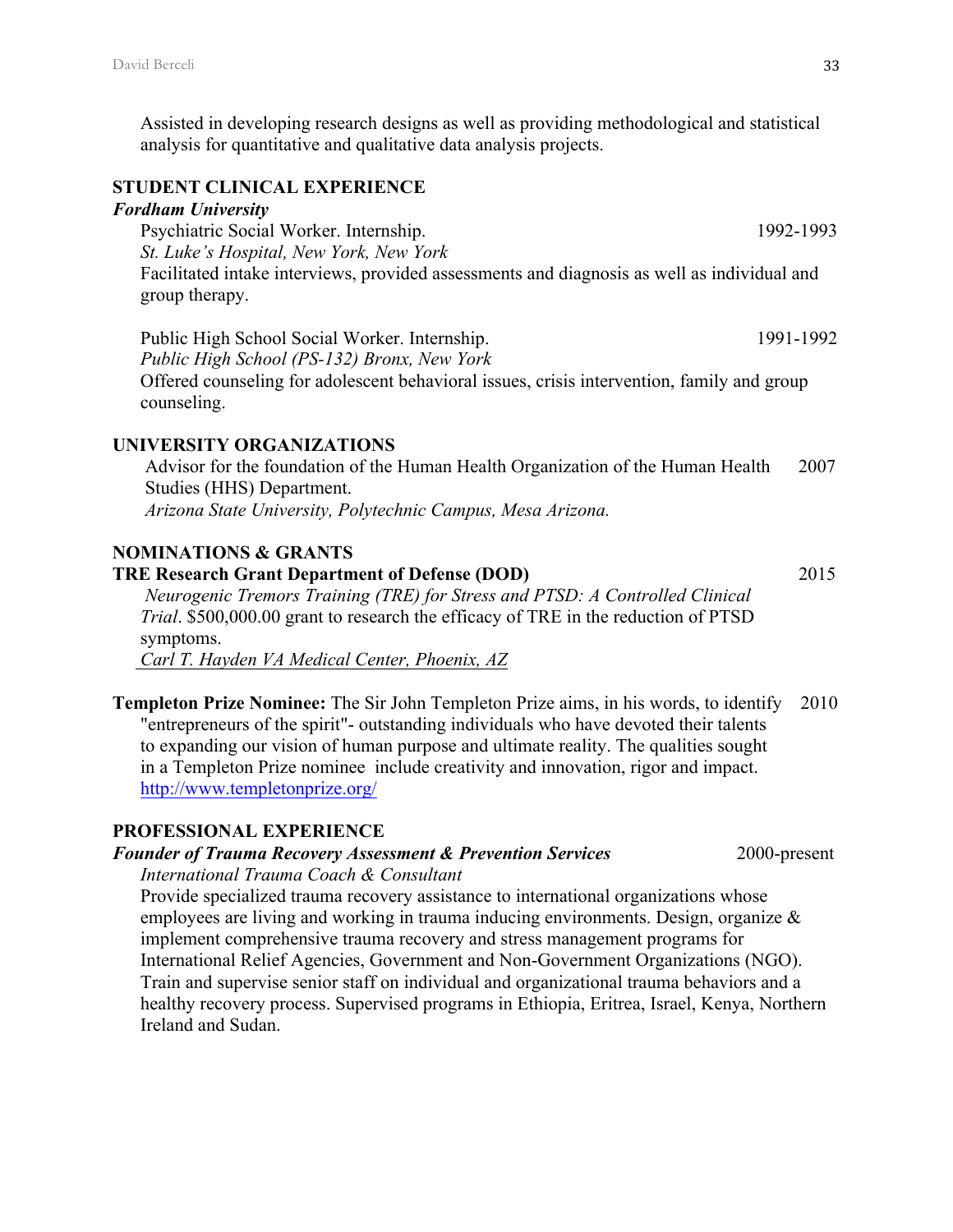Assisted in developing research designs as well as providing methodological and statistical analysis for quantitative and qualitative data analysis projects.

## STUDENT CLINICAL EXPERIENCE

***Fordham University***

Psychiatric Social Worker. Internship. 1992-1993
*St. Luke's Hospital, New York, New York*
Facilitated intake interviews, provided assessments and diagnosis as well as individual and group therapy.

Public High School Social Worker. Internship. 1991-1992
*Public High School (PS-132) Bronx, New York*
Offered counseling for adolescent behavioral issues, crisis intervention, family and group counseling.

## UNIVERSITY ORGANIZATIONS

Advisor for the foundation of the Human Health Organization of the Human Health Studies (HHS) Department. 2007
*Arizona State University, Polytechnic Campus, Mesa Arizona.*

## NOMINATIONS & GRANTS

**TRE Research Grant Department of Defense (DOD)** 2015
*Neurogenic Tremors Training (TRE) for Stress and PTSD: A Controlled Clinical Trial*. $500,000.00 grant to research the efficacy of TRE in the reduction of PTSD symptoms.
*Carl T. Hayden VA Medical Center, Phoenix, AZ*

**Templeton Prize Nominee:** The Sir John Templeton Prize aims, in his words, to identify "entrepreneurs of the spirit"- outstanding individuals who have devoted their talents to expanding our vision of human purpose and ultimate reality. The qualities sought in a Templeton Prize nominee include creativity and innovation, rigor and impact. 2010
http://www.templetonprize.org/

## PROFESSIONAL EXPERIENCE

***Founder of Trauma Recovery Assessment & Prevention Services*** 2000-present
*International Trauma Coach & Consultant*
Provide specialized trauma recovery assistance to international organizations whose employees are living and working in trauma inducing environments. Design, organize & implement comprehensive trauma recovery and stress management programs for International Relief Agencies, Government and Non-Government Organizations (NGO). Train and supervise senior staff on individual and organizational trauma behaviors and a healthy recovery process. Supervised programs in Ethiopia, Eritrea, Israel, Kenya, Northern Ireland and Sudan.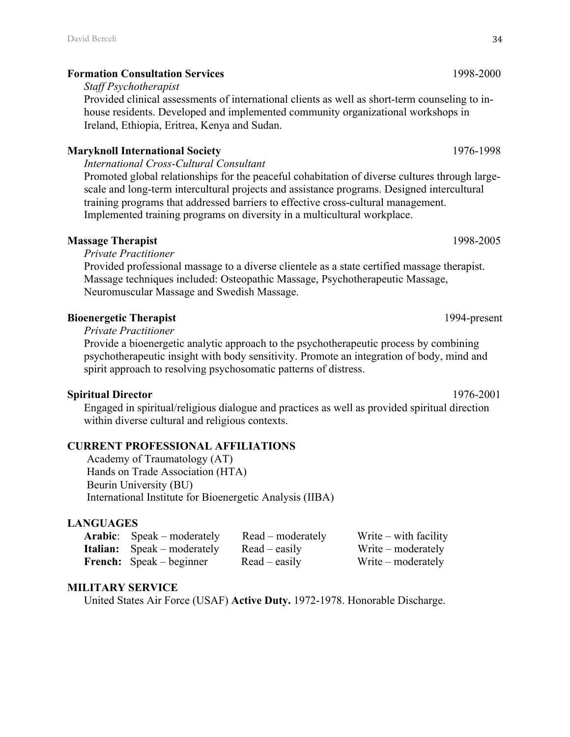**Formation Consultation Services** 1998-2000

*Staff Psychotherapist*

Provided clinical assessments of international clients as well as short-term counseling to in-house residents. Developed and implemented community organizational workshops in Ireland, Ethiopia, Eritrea, Kenya and Sudan.

**Maryknoll International Society** 1976-1998

*International Cross-Cultural Consultant*

Promoted global relationships for the peaceful cohabitation of diverse cultures through large-scale and long-term intercultural projects and assistance programs. Designed intercultural training programs that addressed barriers to effective cross-cultural management. Implemented training programs on diversity in a multicultural workplace.

**Massage Therapist** 1998-2005

*Private Practitioner*

Provided professional massage to a diverse clientele as a state certified massage therapist. Massage techniques included: Osteopathic Massage, Psychotherapeutic Massage, Neuromuscular Massage and Swedish Massage.

**Bioenergetic Therapist** 1994-present

*Private Practitioner*

Provide a bioenergetic analytic approach to the psychotherapeutic process by combining psychotherapeutic insight with body sensitivity. Promote an integration of body, mind and spirit approach to resolving psychosomatic patterns of distress.

**Spiritual Director** 1976-2001

Engaged in spiritual/religious dialogue and practices as well as provided spiritual direction within diverse cultural and religious contexts.

## CURRENT PROFESSIONAL AFFILIATIONS

Academy of Traumatology (AT)
Hands on Trade Association (HTA)
Beurin University (BU)
International Institute for Bioenergetic Analysis (IIBA)

## LANGUAGES

| | | | |
|---|---|---|---|
| **Arabic**: | Speak – moderately | Read – moderately | Write – with facility |
| **Italian:** | Speak – moderately | Read – easily | Write – moderately |
| **French:** | Speak – beginner | Read – easily | Write – moderately |

## MILITARY SERVICE

United States Air Force (USAF) **Active Duty.** 1972-1978. Honorable Discharge.